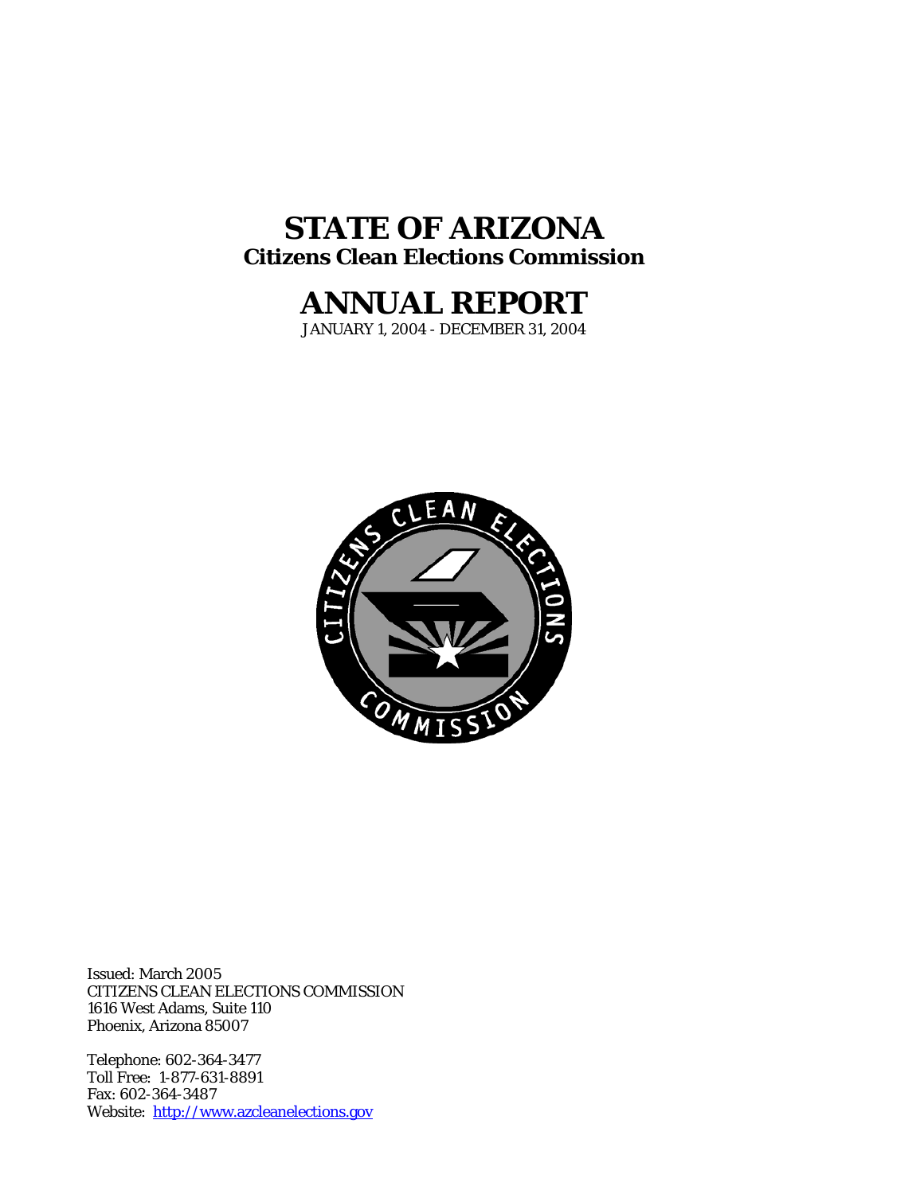# STATE OF ARIZONA

## Citizens Clean Elections Commission

# ANNUAL REPORT

JANUARY 1, 2004 - DECEMBER 31, 2004

Issued: March 2005
CITIZENS CLEAN ELECTIONS COMMISSION
1616 West Adams, Suite 110
Phoenix, Arizona 85007

Telephone: 602-364-3477
Toll Free: 1-877-631-8891
Fax: 602-364-3487
Website: http://www.azcleanelections.gov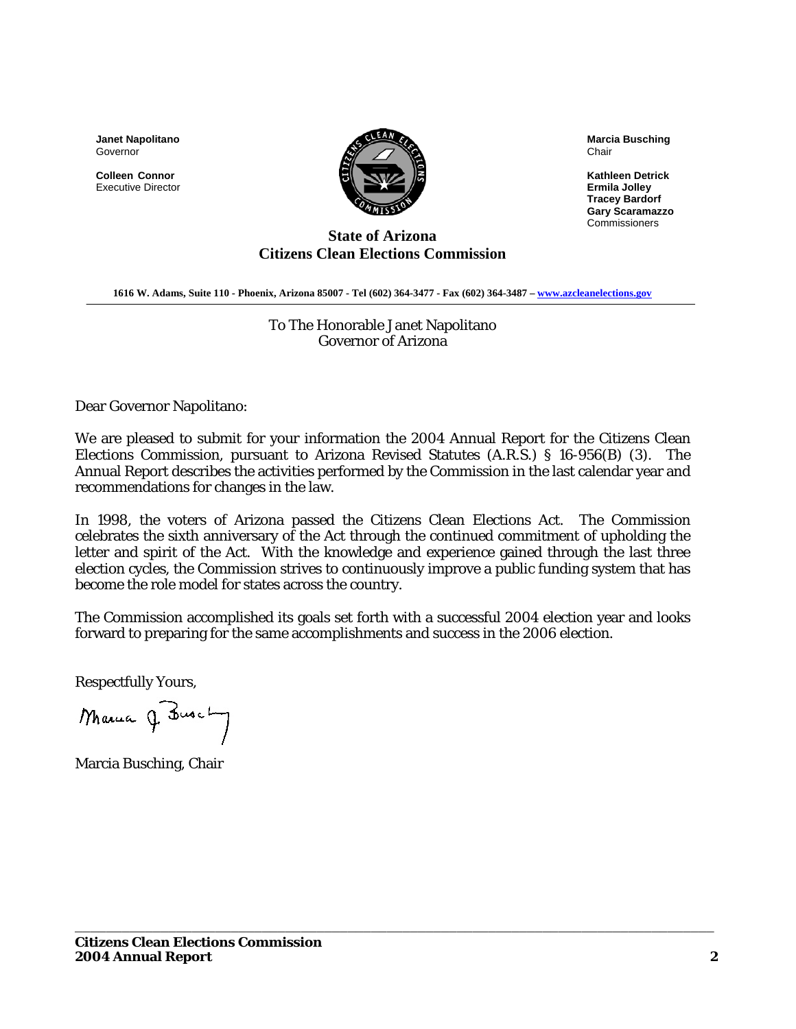**Janet Napolitano**
Governor

**Colleen Connor**
Executive Director

**Marcia Busching**
Chair

**Kathleen Detrick**
**Ermila Jolley**
**Tracey Bardorf**
**Gary Scaramazzo**
Commissioners

**State of Arizona**
**Citizens Clean Elections Commission**

**1616 W. Adams, Suite 110 - Phoenix, Arizona 85007 - Tel (602) 364-3477 - Fax (602) 364-3487 – www.azcleanelections.gov**

To The Honorable Janet Napolitano
Governor of Arizona

Dear Governor Napolitano:

We are pleased to submit for your information the 2004 Annual Report for the Citizens Clean Elections Commission, pursuant to Arizona Revised Statutes (A.R.S.) § 16-956(B) (3). The Annual Report describes the activities performed by the Commission in the last calendar year and recommendations for changes in the law.

In 1998, the voters of Arizona passed the Citizens Clean Elections Act. The Commission celebrates the sixth anniversary of the Act through the continued commitment of upholding the letter and spirit of the Act. With the knowledge and experience gained through the last three election cycles, the Commission strives to continuously improve a public funding system that has become the role model for states across the country.

The Commission accomplished its goals set forth with a successful 2004 election year and looks forward to preparing for the same accomplishments and success in the 2006 election.

Respectfully Yours,

Marcia Busching, Chair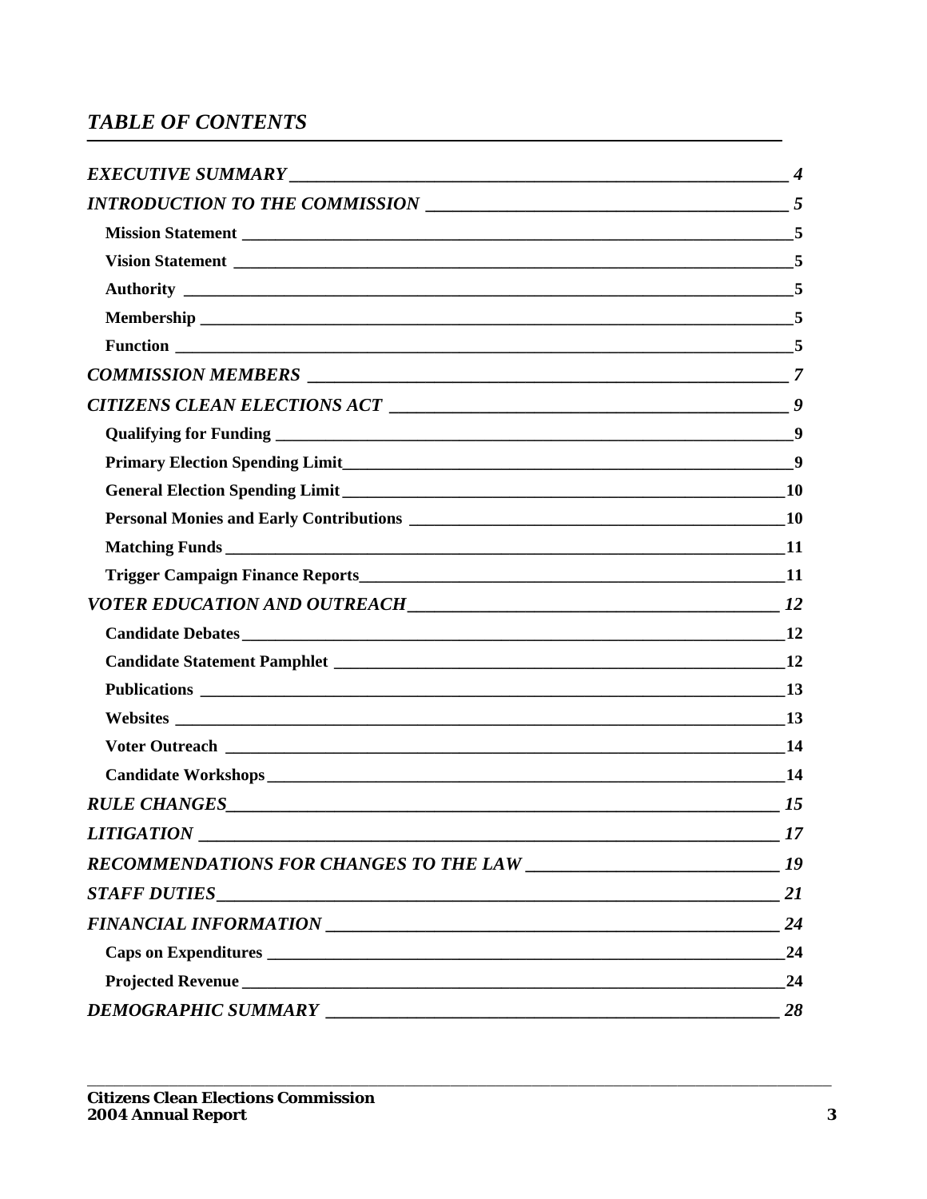## *TABLE OF CONTENTS*

*EXECUTIVE SUMMARY* — *4*

*INTRODUCTION TO THE COMMISSION* — *5*

- **Mission Statement** — 5
- **Vision Statement** — 5
- **Authority** — 5
- **Membership** — 5
- **Function** — 5

*COMMISSION MEMBERS* — *7*

*CITIZENS CLEAN ELECTIONS ACT* — *9*

- **Qualifying for Funding** — 9
- **Primary Election Spending Limit** — 9
- **General Election Spending Limit** — 10
- **Personal Monies and Early Contributions** — 10
- **Matching Funds** — 11
- **Trigger Campaign Finance Reports** — 11

*VOTER EDUCATION AND OUTREACH* — *12*

- **Candidate Debates** — 12
- **Candidate Statement Pamphlet** — 12
- **Publications** — 13
- **Websites** — 13
- **Voter Outreach** — 14
- **Candidate Workshops** — 14

*RULE CHANGES* — *15*

*LITIGATION* — *17*

*RECOMMENDATIONS FOR CHANGES TO THE LAW* — *19*

*STAFF DUTIES* — *21*

*FINANCIAL INFORMATION* — *24*

- **Caps on Expenditures** — 24
- **Projected Revenue** — 24

*DEMOGRAPHIC SUMMARY* — *28*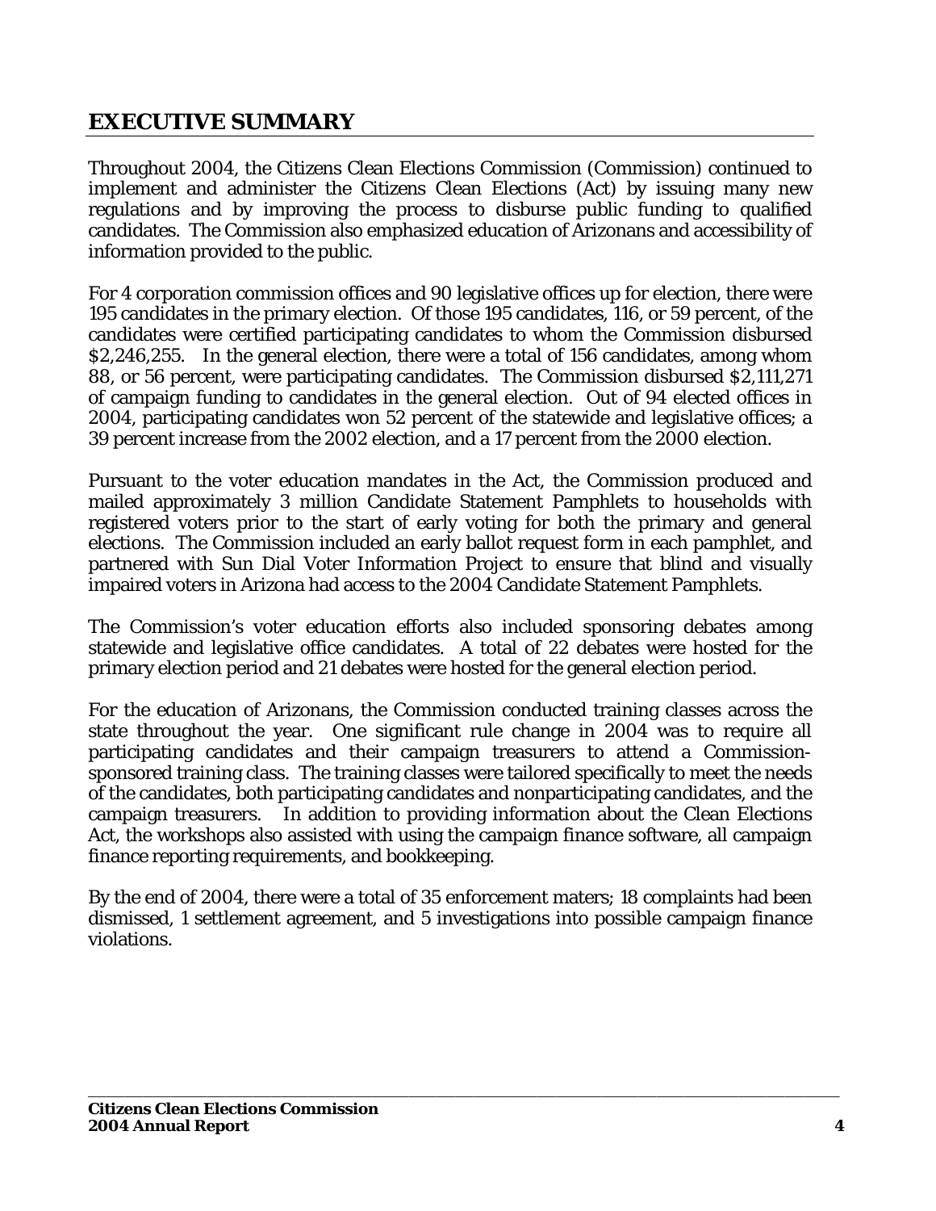## EXECUTIVE SUMMARY

Throughout 2004, the Citizens Clean Elections Commission (Commission) continued to implement and administer the Citizens Clean Elections (Act) by issuing many new regulations and by improving the process to disburse public funding to qualified candidates. The Commission also emphasized education of Arizonans and accessibility of information provided to the public.

For 4 corporation commission offices and 90 legislative offices up for election, there were 195 candidates in the primary election. Of those 195 candidates, 116, or 59 percent, of the candidates were certified participating candidates to whom the Commission disbursed $2,246,255. In the general election, there were a total of 156 candidates, among whom 88, or 56 percent, were participating candidates. The Commission disbursed $2,111,271 of campaign funding to candidates in the general election. Out of 94 elected offices in 2004, participating candidates won 52 percent of the statewide and legislative offices; a 39 percent increase from the 2002 election, and a 17 percent from the 2000 election.

Pursuant to the voter education mandates in the Act, the Commission produced and mailed approximately 3 million Candidate Statement Pamphlets to households with registered voters prior to the start of early voting for both the primary and general elections. The Commission included an early ballot request form in each pamphlet, and partnered with Sun Dial Voter Information Project to ensure that blind and visually impaired voters in Arizona had access to the 2004 Candidate Statement Pamphlets.

The Commission's voter education efforts also included sponsoring debates among statewide and legislative office candidates. A total of 22 debates were hosted for the primary election period and 21 debates were hosted for the general election period.

For the education of Arizonans, the Commission conducted training classes across the state throughout the year. One significant rule change in 2004 was to require all participating candidates and their campaign treasurers to attend a Commission-sponsored training class. The training classes were tailored specifically to meet the needs of the candidates, both participating candidates and nonparticipating candidates, and the campaign treasurers. In addition to providing information about the Clean Elections Act, the workshops also assisted with using the campaign finance software, all campaign finance reporting requirements, and bookkeeping.

By the end of 2004, there were a total of 35 enforcement maters; 18 complaints had been dismissed, 1 settlement agreement, and 5 investigations into possible campaign finance violations.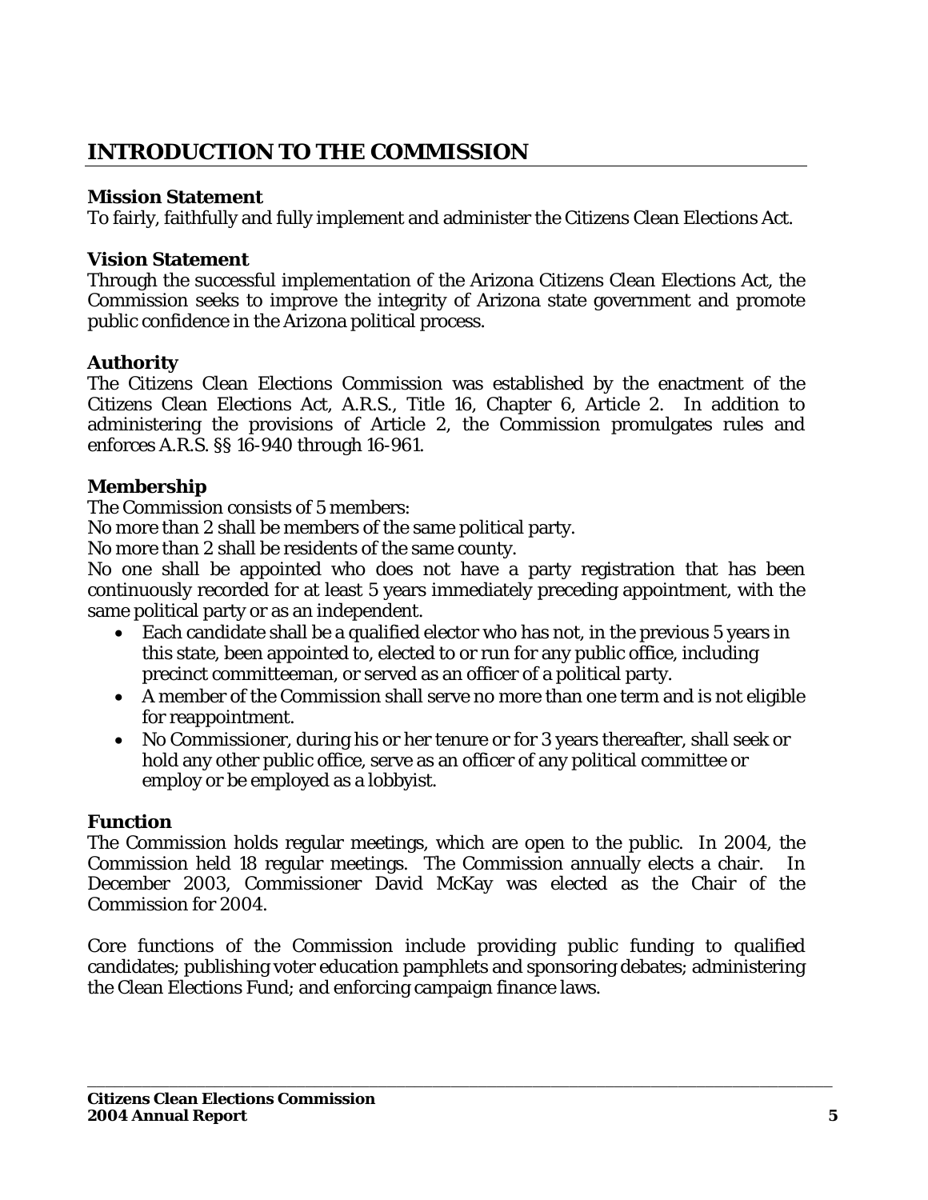# INTRODUCTION TO THE COMMISSION

### Mission Statement

To fairly, faithfully and fully implement and administer the Citizens Clean Elections Act.

### Vision Statement

Through the successful implementation of the Arizona Citizens Clean Elections Act, the Commission seeks to improve the integrity of Arizona state government and promote public confidence in the Arizona political process.

### Authority

The Citizens Clean Elections Commission was established by the enactment of the Citizens Clean Elections Act, A.R.S., Title 16, Chapter 6, Article 2. In addition to administering the provisions of Article 2, the Commission promulgates rules and enforces A.R.S. §§ 16-940 through 16-961.

### Membership

The Commission consists of 5 members:
No more than 2 shall be members of the same political party.
No more than 2 shall be residents of the same county.
No one shall be appointed who does not have a party registration that has been continuously recorded for at least 5 years immediately preceding appointment, with the same political party or as an independent.

- Each candidate shall be a qualified elector who has not, in the previous 5 years in this state, been appointed to, elected to or run for any public office, including precinct committeeman, or served as an officer of a political party.
- A member of the Commission shall serve no more than one term and is not eligible for reappointment.
- No Commissioner, during his or her tenure or for 3 years thereafter, shall seek or hold any other public office, serve as an officer of any political committee or employ or be employed as a lobbyist.

### Function

The Commission holds regular meetings, which are open to the public. In 2004, the Commission held 18 regular meetings. The Commission annually elects a chair. In December 2003, Commissioner David McKay was elected as the Chair of the Commission for 2004.

Core functions of the Commission include providing public funding to qualified candidates; publishing voter education pamphlets and sponsoring debates; administering the Clean Elections Fund; and enforcing campaign finance laws.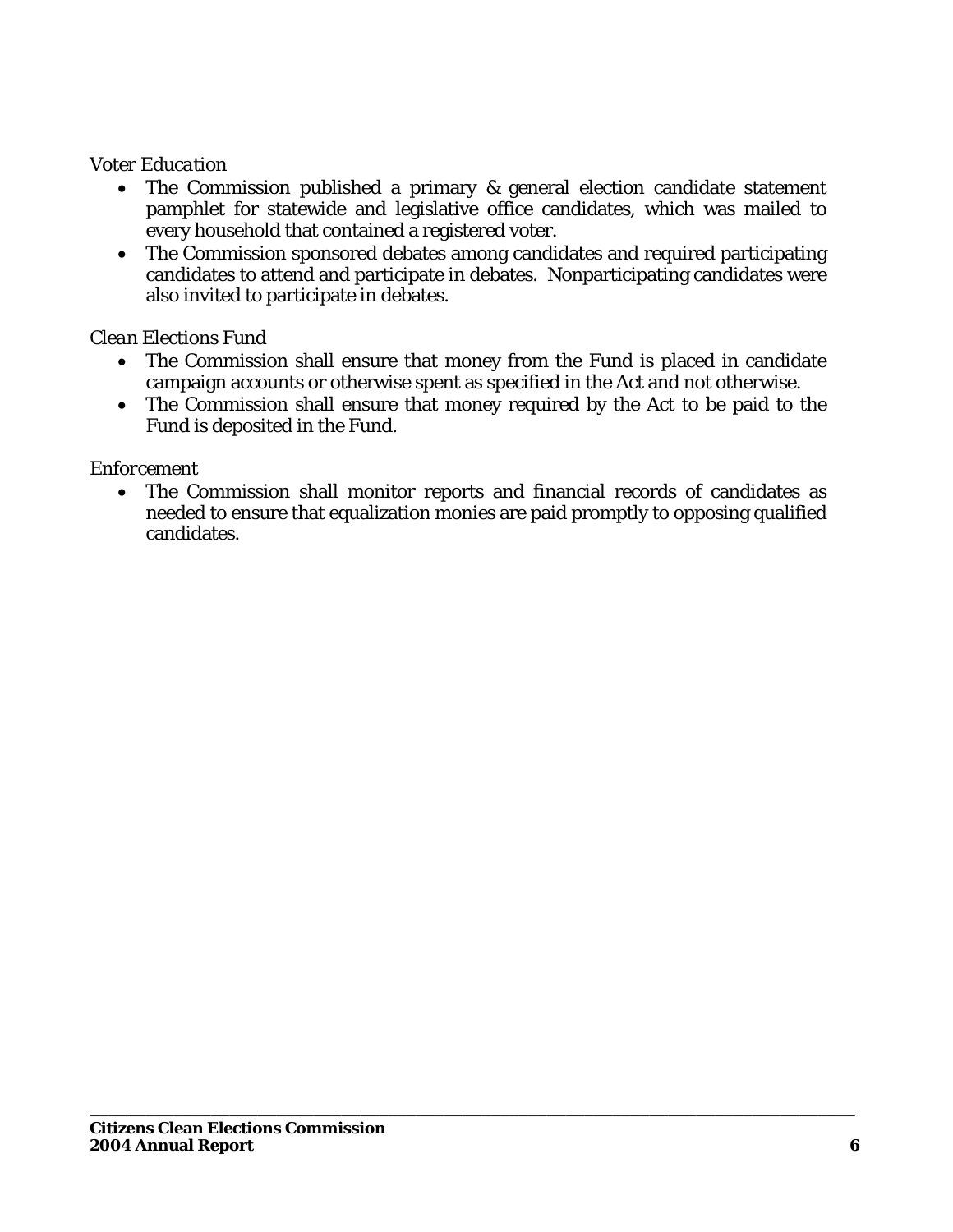*Voter Education*

- The Commission published a primary & general election candidate statement pamphlet for statewide and legislative office candidates, which was mailed to every household that contained a registered voter.
- The Commission sponsored debates among candidates and required participating candidates to attend and participate in debates. Nonparticipating candidates were also invited to participate in debates.

*Clean Elections Fund*

- The Commission shall ensure that money from the Fund is placed in candidate campaign accounts or otherwise spent as specified in the Act and not otherwise.
- The Commission shall ensure that money required by the Act to be paid to the Fund is deposited in the Fund.

*Enforcement*

- The Commission shall monitor reports and financial records of candidates as needed to ensure that equalization monies are paid promptly to opposing qualified candidates.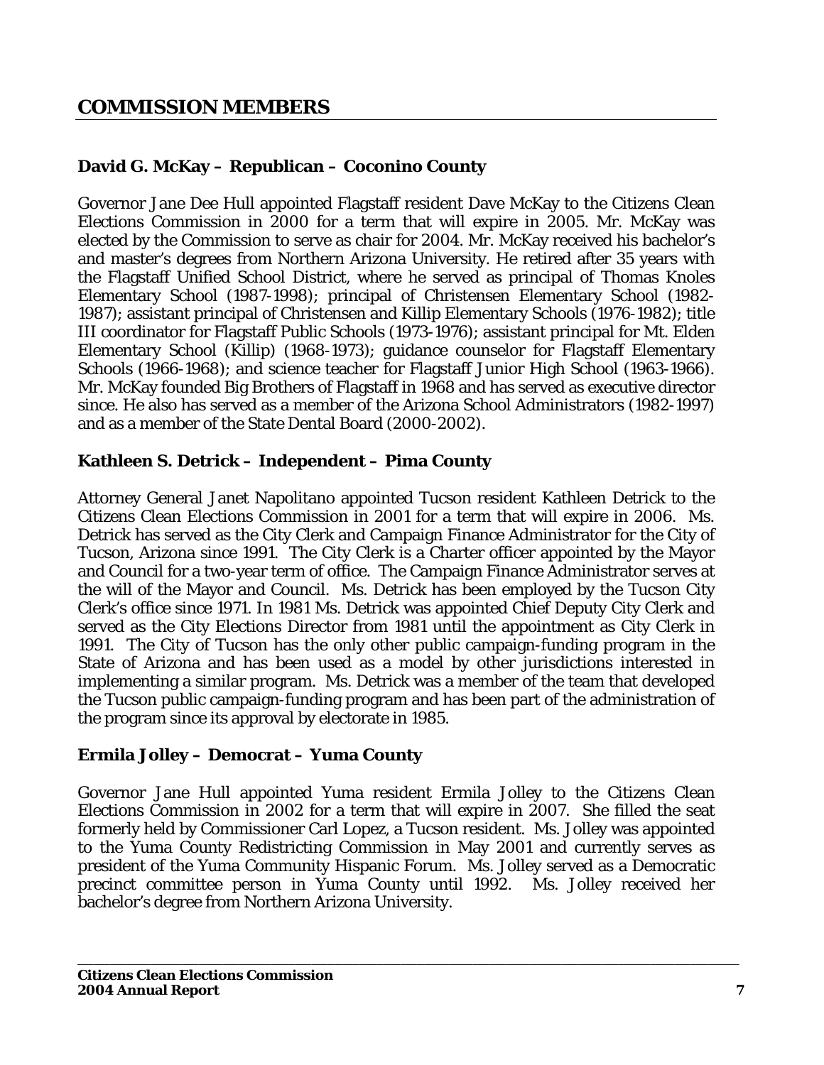## COMMISSION MEMBERS

### David G. McKay – Republican – Coconino County

Governor Jane Dee Hull appointed Flagstaff resident Dave McKay to the Citizens Clean Elections Commission in 2000 for a term that will expire in 2005. Mr. McKay was elected by the Commission to serve as chair for 2004. Mr. McKay received his bachelor's and master's degrees from Northern Arizona University. He retired after 35 years with the Flagstaff Unified School District, where he served as principal of Thomas Knoles Elementary School (1987-1998); principal of Christensen Elementary School (1982-1987); assistant principal of Christensen and Killip Elementary Schools (1976-1982); title III coordinator for Flagstaff Public Schools (1973-1976); assistant principal for Mt. Elden Elementary School (Killip) (1968-1973); guidance counselor for Flagstaff Elementary Schools (1966-1968); and science teacher for Flagstaff Junior High School (1963-1966). Mr. McKay founded Big Brothers of Flagstaff in 1968 and has served as executive director since. He also has served as a member of the Arizona School Administrators (1982-1997) and as a member of the State Dental Board (2000-2002).

### Kathleen S. Detrick – Independent – Pima County

Attorney General Janet Napolitano appointed Tucson resident Kathleen Detrick to the Citizens Clean Elections Commission in 2001 for a term that will expire in 2006. Ms. Detrick has served as the City Clerk and Campaign Finance Administrator for the City of Tucson, Arizona since 1991. The City Clerk is a Charter officer appointed by the Mayor and Council for a two-year term of office. The Campaign Finance Administrator serves at the will of the Mayor and Council. Ms. Detrick has been employed by the Tucson City Clerk's office since 1971. In 1981 Ms. Detrick was appointed Chief Deputy City Clerk and served as the City Elections Director from 1981 until the appointment as City Clerk in 1991. The City of Tucson has the only other public campaign-funding program in the State of Arizona and has been used as a model by other jurisdictions interested in implementing a similar program. Ms. Detrick was a member of the team that developed the Tucson public campaign-funding program and has been part of the administration of the program since its approval by electorate in 1985.

### Ermila Jolley – Democrat – Yuma County

Governor Jane Hull appointed Yuma resident Ermila Jolley to the Citizens Clean Elections Commission in 2002 for a term that will expire in 2007. She filled the seat formerly held by Commissioner Carl Lopez, a Tucson resident. Ms. Jolley was appointed to the Yuma County Redistricting Commission in May 2001 and currently serves as president of the Yuma Community Hispanic Forum. Ms. Jolley served as a Democratic precinct committee person in Yuma County until 1992. Ms. Jolley received her bachelor's degree from Northern Arizona University.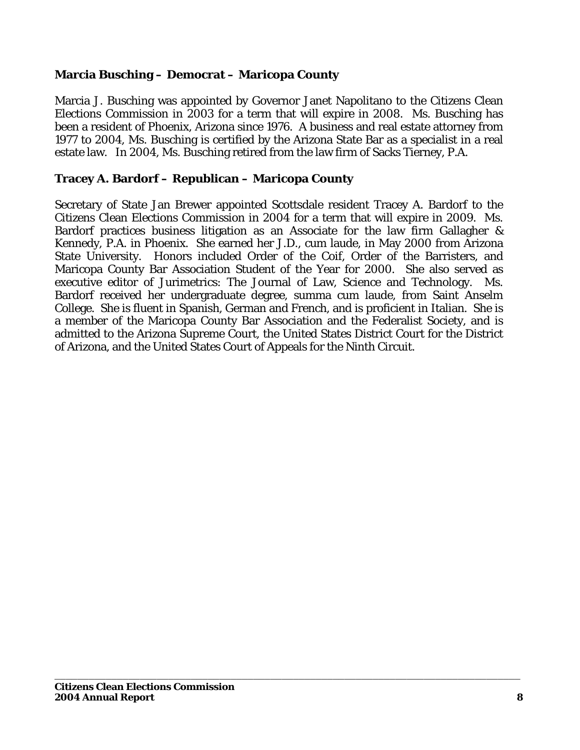**Marcia Busching – Democrat – Maricopa County**

Marcia J. Busching was appointed by Governor Janet Napolitano to the Citizens Clean Elections Commission in 2003 for a term that will expire in 2008. Ms. Busching has been a resident of Phoenix, Arizona since 1976. A business and real estate attorney from 1977 to 2004, Ms. Busching is certified by the Arizona State Bar as a specialist in a real estate law. In 2004, Ms. Busching retired from the law firm of Sacks Tierney, P.A.

**Tracey A. Bardorf – Republican – Maricopa County**

Secretary of State Jan Brewer appointed Scottsdale resident Tracey A. Bardorf to the Citizens Clean Elections Commission in 2004 for a term that will expire in 2009. Ms. Bardorf practices business litigation as an Associate for the law firm Gallagher & Kennedy, P.A. in Phoenix. She earned her J.D., cum laude, in May 2000 from Arizona State University. Honors included Order of the Coif, Order of the Barristers, and Maricopa County Bar Association Student of the Year for 2000. She also served as executive editor of Jurimetrics: The Journal of Law, Science and Technology. Ms. Bardorf received her undergraduate degree, summa cum laude, from Saint Anselm College. She is fluent in Spanish, German and French, and is proficient in Italian. She is a member of the Maricopa County Bar Association and the Federalist Society, and is admitted to the Arizona Supreme Court, the United States District Court for the District of Arizona, and the United States Court of Appeals for the Ninth Circuit.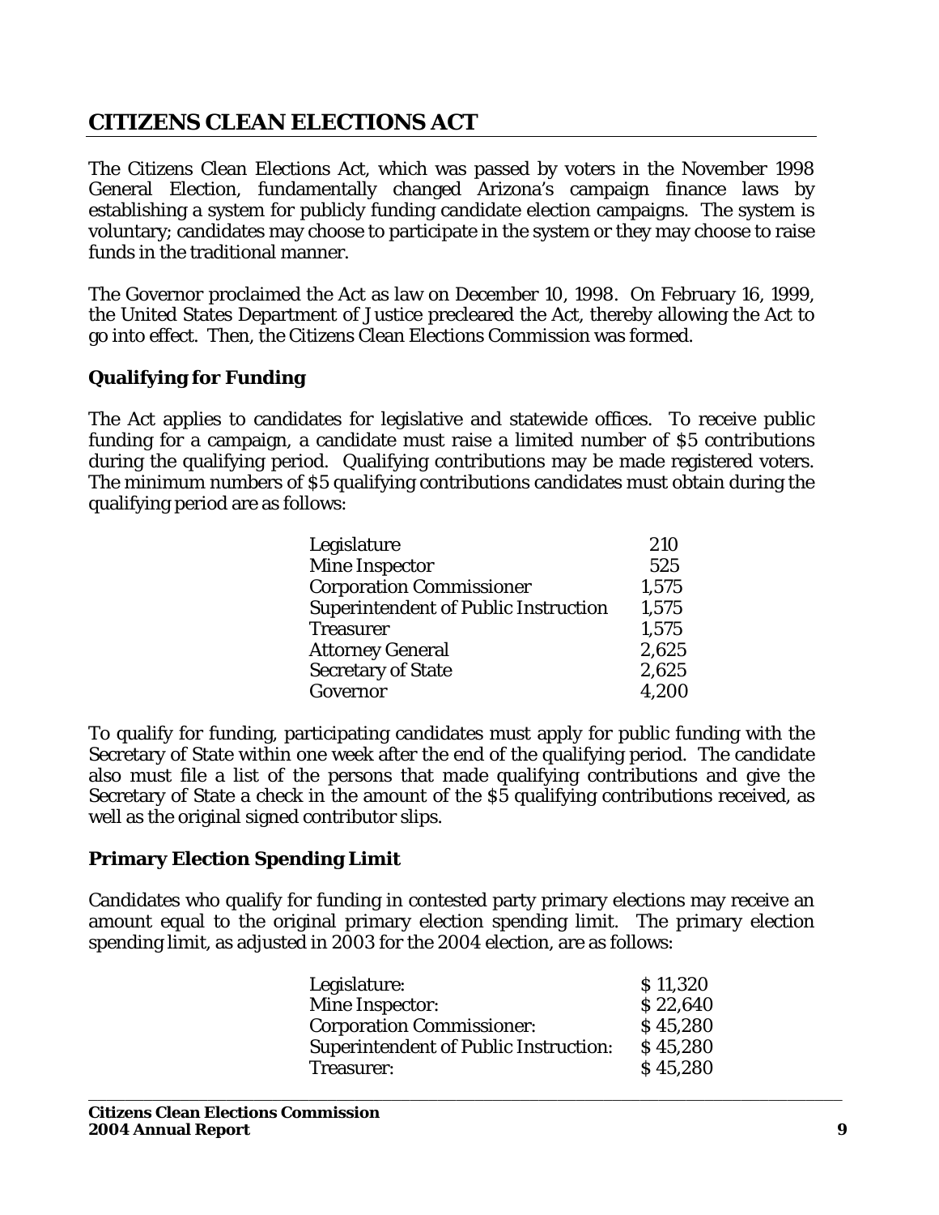## CITIZENS CLEAN ELECTIONS ACT

The Citizens Clean Elections Act, which was passed by voters in the November 1998 General Election, fundamentally changed Arizona's campaign finance laws by establishing a system for publicly funding candidate election campaigns. The system is voluntary; candidates may choose to participate in the system or they may choose to raise funds in the traditional manner.

The Governor proclaimed the Act as law on December 10, 1998. On February 16, 1999, the United States Department of Justice precleared the Act, thereby allowing the Act to go into effect. Then, the Citizens Clean Elections Commission was formed.

### Qualifying for Funding

The Act applies to candidates for legislative and statewide offices. To receive public funding for a campaign, a candidate must raise a limited number of $5 contributions during the qualifying period. Qualifying contributions may be made registered voters. The minimum numbers of $5 qualifying contributions candidates must obtain during the qualifying period are as follows:

| | |
|---|---|
| Legislature | 210 |
| Mine Inspector | 525 |
| Corporation Commissioner | 1,575 |
| Superintendent of Public Instruction | 1,575 |
| Treasurer | 1,575 |
| Attorney General | 2,625 |
| Secretary of State | 2,625 |
| Governor | 4,200 |

To qualify for funding, participating candidates must apply for public funding with the Secretary of State within one week after the end of the qualifying period. The candidate also must file a list of the persons that made qualifying contributions and give the Secretary of State a check in the amount of the $5 qualifying contributions received, as well as the original signed contributor slips.

### Primary Election Spending Limit

Candidates who qualify for funding in contested party primary elections may receive an amount equal to the original primary election spending limit. The primary election spending limit, as adjusted in 2003 for the 2004 election, are as follows:

| | |
|---|---|
| Legislature: | $ 11,320 |
| Mine Inspector: | $ 22,640 |
| Corporation Commissioner: | $ 45,280 |
| Superintendent of Public Instruction: | $ 45,280 |
| Treasurer: | $ 45,280 |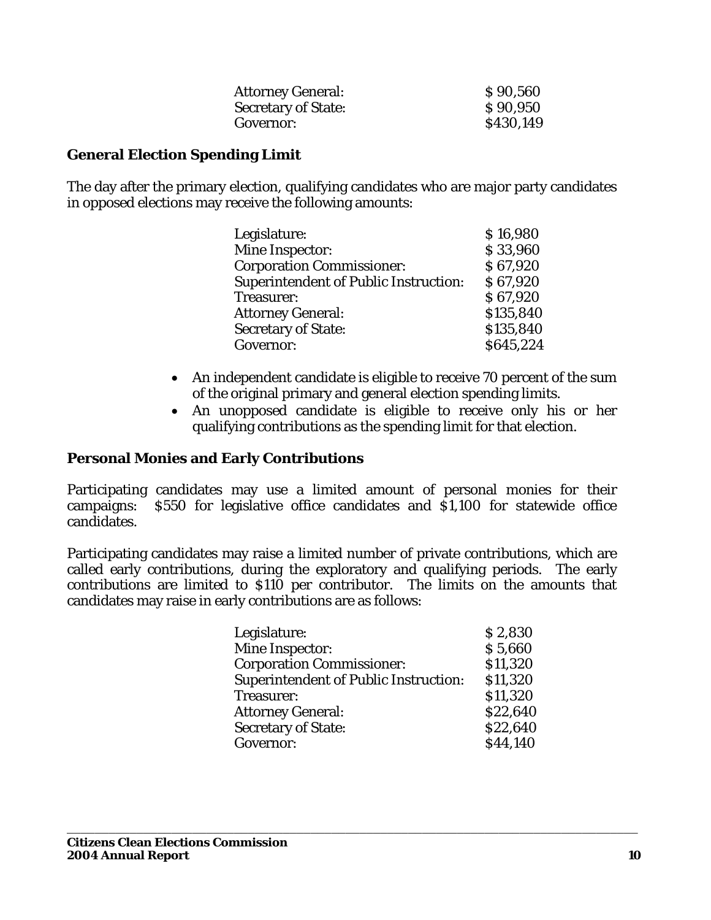| | |
|---|---|
| Attorney General: | $ 90,560 |
| Secretary of State: | $ 90,950 |
| Governor: | $430,149 |

### General Election Spending Limit

The day after the primary election, qualifying candidates who are major party candidates in opposed elections may receive the following amounts:

| | |
|---|---|
| Legislature: | $ 16,980 |
| Mine Inspector: | $ 33,960 |
| Corporation Commissioner: | $ 67,920 |
| Superintendent of Public Instruction: | $ 67,920 |
| Treasurer: | $ 67,920 |
| Attorney General: | $135,840 |
| Secretary of State: | $135,840 |
| Governor: | $645,224 |

- An independent candidate is eligible to receive 70 percent of the sum of the original primary and general election spending limits.
- An unopposed candidate is eligible to receive only his or her qualifying contributions as the spending limit for that election.

### Personal Monies and Early Contributions

Participating candidates may use a limited amount of personal monies for their campaigns: $550 for legislative office candidates and $1,100 for statewide office candidates.

Participating candidates may raise a limited number of private contributions, which are called early contributions, during the exploratory and qualifying periods. The early contributions are limited to $110 per contributor. The limits on the amounts that candidates may raise in early contributions are as follows:

| | |
|---|---|
| Legislature: | $ 2,830 |
| Mine Inspector: | $ 5,660 |
| Corporation Commissioner: | $11,320 |
| Superintendent of Public Instruction: | $11,320 |
| Treasurer: | $11,320 |
| Attorney General: | $22,640 |
| Secretary of State: | $22,640 |
| Governor: | $44,140 |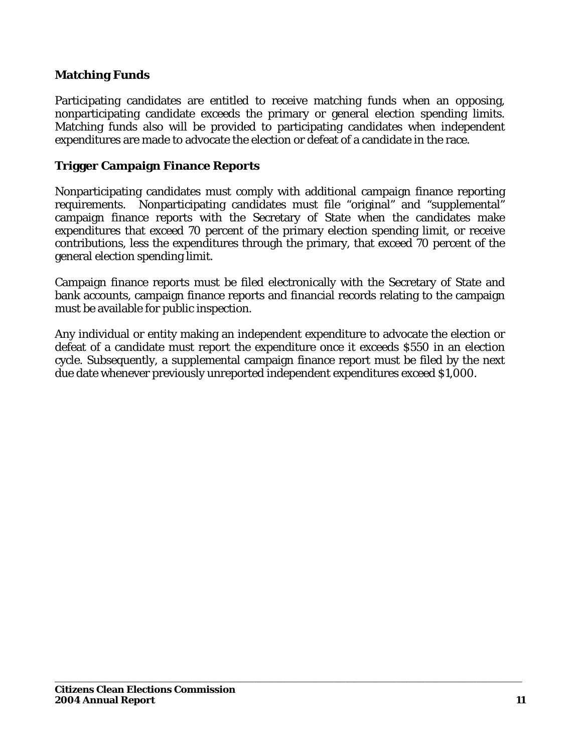**Matching Funds**

Participating candidates are entitled to receive matching funds when an opposing, nonparticipating candidate exceeds the primary or general election spending limits. Matching funds also will be provided to participating candidates when independent expenditures are made to advocate the election or defeat of a candidate in the race.

**Trigger Campaign Finance Reports**

Nonparticipating candidates must comply with additional campaign finance reporting requirements. Nonparticipating candidates must file "original" and "supplemental" campaign finance reports with the Secretary of State when the candidates make expenditures that exceed 70 percent of the primary election spending limit, or receive contributions, less the expenditures through the primary, that exceed 70 percent of the general election spending limit.

Campaign finance reports must be filed electronically with the Secretary of State and bank accounts, campaign finance reports and financial records relating to the campaign must be available for public inspection.

Any individual or entity making an independent expenditure to advocate the election or defeat of a candidate must report the expenditure once it exceeds $550 in an election cycle. Subsequently, a supplemental campaign finance report must be filed by the next due date whenever previously unreported independent expenditures exceed $1,000.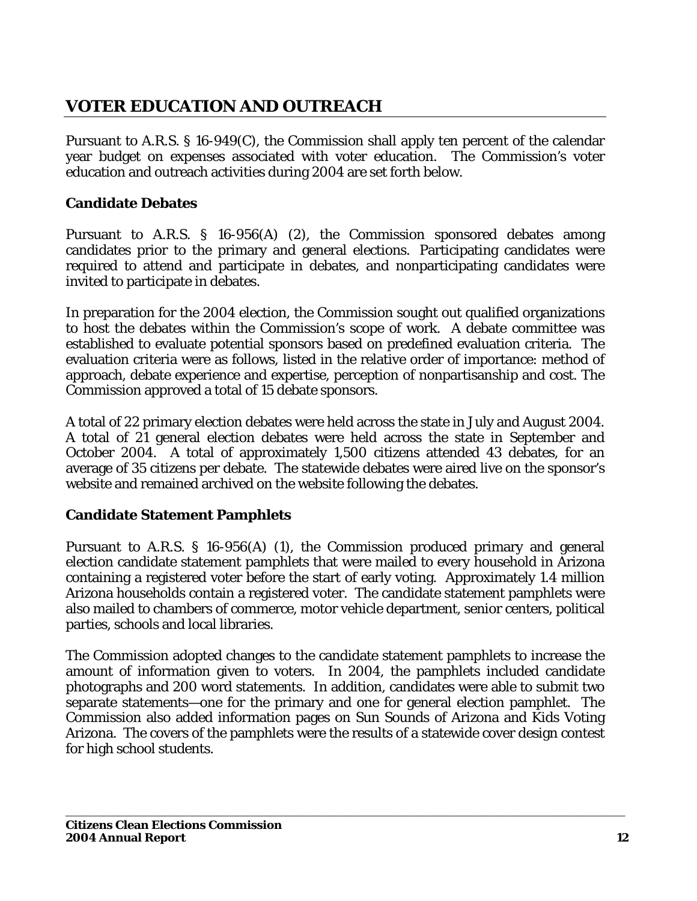## VOTER EDUCATION AND OUTREACH

Pursuant to A.R.S. § 16-949(C), the Commission shall apply ten percent of the calendar year budget on expenses associated with voter education. The Commission's voter education and outreach activities during 2004 are set forth below.

### Candidate Debates

Pursuant to A.R.S. § 16-956(A) (2), the Commission sponsored debates among candidates prior to the primary and general elections. Participating candidates were required to attend and participate in debates, and nonparticipating candidates were invited to participate in debates.

In preparation for the 2004 election, the Commission sought out qualified organizations to host the debates within the Commission's scope of work. A debate committee was established to evaluate potential sponsors based on predefined evaluation criteria. The evaluation criteria were as follows, listed in the relative order of importance: method of approach, debate experience and expertise, perception of nonpartisanship and cost. The Commission approved a total of 15 debate sponsors.

A total of 22 primary election debates were held across the state in July and August 2004. A total of 21 general election debates were held across the state in September and October 2004. A total of approximately 1,500 citizens attended 43 debates, for an average of 35 citizens per debate. The statewide debates were aired live on the sponsor's website and remained archived on the website following the debates.

### Candidate Statement Pamphlets

Pursuant to A.R.S. § 16-956(A) (1), the Commission produced primary and general election candidate statement pamphlets that were mailed to every household in Arizona containing a registered voter before the start of early voting. Approximately 1.4 million Arizona households contain a registered voter. The candidate statement pamphlets were also mailed to chambers of commerce, motor vehicle department, senior centers, political parties, schools and local libraries.

The Commission adopted changes to the candidate statement pamphlets to increase the amount of information given to voters. In 2004, the pamphlets included candidate photographs and 200 word statements. In addition, candidates were able to submit two separate statements—one for the primary and one for general election pamphlet. The Commission also added information pages on Sun Sounds of Arizona and Kids Voting Arizona. The covers of the pamphlets were the results of a statewide cover design contest for high school students.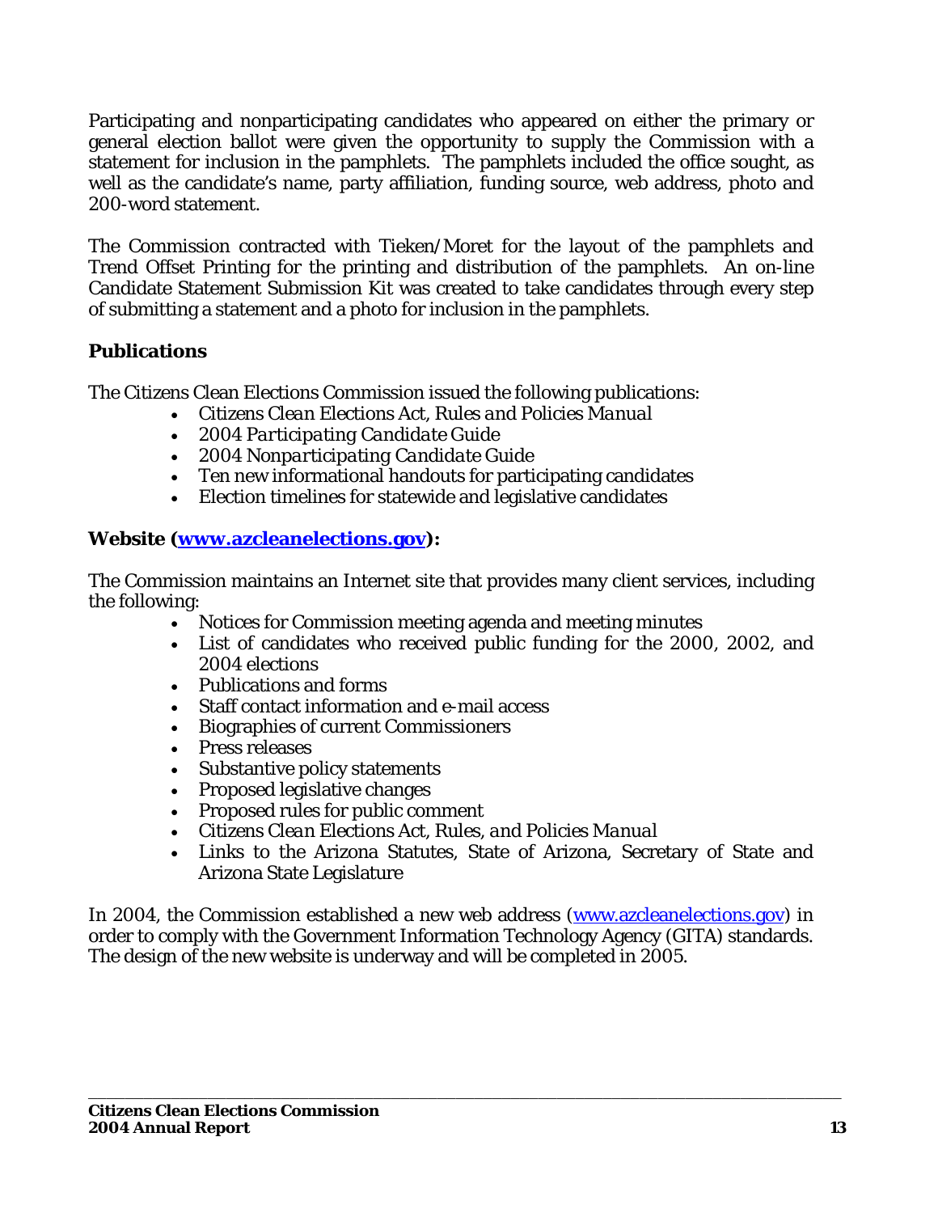Participating and nonparticipating candidates who appeared on either the primary or general election ballot were given the opportunity to supply the Commission with a statement for inclusion in the pamphlets. The pamphlets included the office sought, as well as the candidate's name, party affiliation, funding source, web address, photo and 200-word statement.

The Commission contracted with Tieken/Moret for the layout of the pamphlets and Trend Offset Printing for the printing and distribution of the pamphlets. An on-line Candidate Statement Submission Kit was created to take candidates through every step of submitting a statement and a photo for inclusion in the pamphlets.

### Publications

The Citizens Clean Elections Commission issued the following publications:

- *Citizens Clean Elections Act, Rules and Policies Manual*
- *2004 Participating Candidate Guide*
- *2004 Nonparticipating Candidate Guide*
- Ten new informational handouts for participating candidates
- Election timelines for statewide and legislative candidates

### Website ([www.azcleanelections.gov](http://www.azcleanelections.gov)):

The Commission maintains an Internet site that provides many client services, including the following:

- Notices for Commission meeting agenda and meeting minutes
- List of candidates who received public funding for the 2000, 2002, and 2004 elections
- Publications and forms
- Staff contact information and e-mail access
- Biographies of current Commissioners
- Press releases
- Substantive policy statements
- Proposed legislative changes
- Proposed rules for public comment
- *Citizens Clean Elections Act, Rules, and Policies Manual*
- Links to the Arizona Statutes, State of Arizona, Secretary of State and Arizona State Legislature

In 2004, the Commission established a new web address ([www.azcleanelections.gov](http://www.azcleanelections.gov)) in order to comply with the Government Information Technology Agency (GITA) standards. The design of the new website is underway and will be completed in 2005.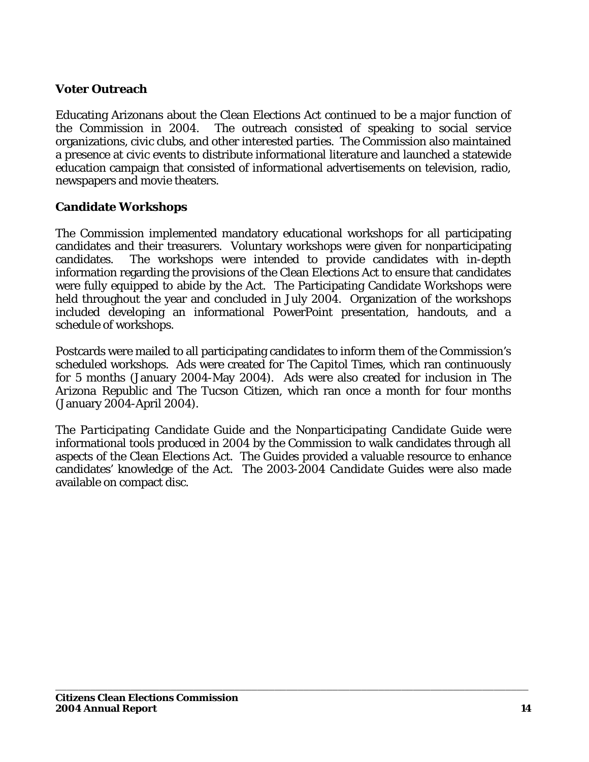## Voter Outreach

Educating Arizonans about the Clean Elections Act continued to be a major function of the Commission in 2004. The outreach consisted of speaking to social service organizations, civic clubs, and other interested parties. The Commission also maintained a presence at civic events to distribute informational literature and launched a statewide education campaign that consisted of informational advertisements on television, radio, newspapers and movie theaters.

## Candidate Workshops

The Commission implemented mandatory educational workshops for all participating candidates and their treasurers. Voluntary workshops were given for nonparticipating candidates. The workshops were intended to provide candidates with in-depth information regarding the provisions of the Clean Elections Act to ensure that candidates were fully equipped to abide by the Act. The Participating Candidate Workshops were held throughout the year and concluded in July 2004. Organization of the workshops included developing an informational PowerPoint presentation, handouts, and a schedule of workshops.

Postcards were mailed to all participating candidates to inform them of the Commission's scheduled workshops. Ads were created for *The Capitol Times*, which ran continuously for 5 months (January 2004-May 2004). Ads were also created for inclusion in The Arizona Republic and The Tucson Citizen, which ran once a month for four months (January 2004-April 2004).

The *Participating Candidate Guide* and the *Nonparticipating Candidate Guide* were informational tools produced in 2004 by the Commission to walk candidates through all aspects of the Clean Elections Act. The Guides provided a valuable resource to enhance candidates' knowledge of the Act. The *2003-2004 Candidate Guides* were also made available on compact disc.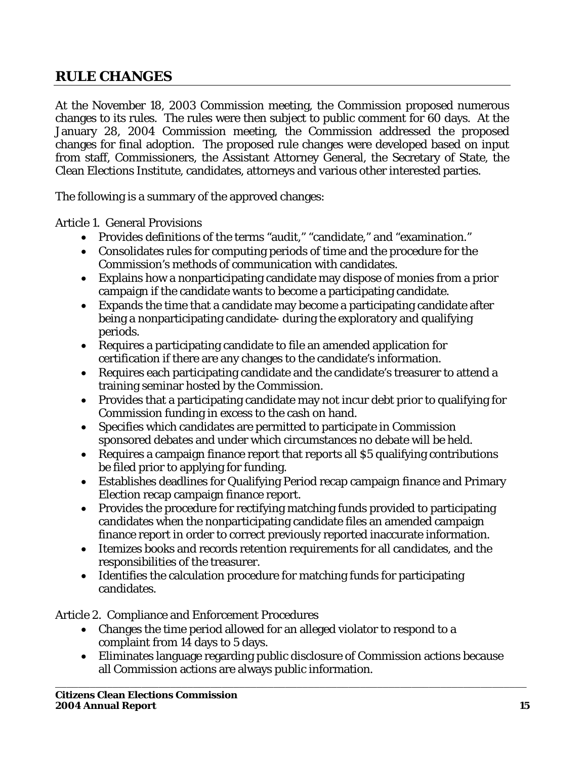## RULE CHANGES

At the November 18, 2003 Commission meeting, the Commission proposed numerous changes to its rules. The rules were then subject to public comment for 60 days. At the January 28, 2004 Commission meeting, the Commission addressed the proposed changes for final adoption. The proposed rule changes were developed based on input from staff, Commissioners, the Assistant Attorney General, the Secretary of State, the Clean Elections Institute, candidates, attorneys and various other interested parties.

The following is a summary of the approved changes:

Article 1. General Provisions

- Provides definitions of the terms "audit," "candidate," and "examination."
- Consolidates rules for computing periods of time and the procedure for the Commission's methods of communication with candidates.
- Explains how a nonparticipating candidate may dispose of monies from a prior campaign if the candidate wants to become a participating candidate.
- Expands the time that a candidate may become a participating candidate after being a nonparticipating candidate- during the exploratory and qualifying periods.
- Requires a participating candidate to file an amended application for certification if there are any changes to the candidate's information.
- Requires each participating candidate and the candidate's treasurer to attend a training seminar hosted by the Commission.
- Provides that a participating candidate may not incur debt prior to qualifying for Commission funding in excess to the cash on hand.
- Specifies which candidates are permitted to participate in Commission sponsored debates and under which circumstances no debate will be held.
- Requires a campaign finance report that reports all $5 qualifying contributions be filed prior to applying for funding.
- Establishes deadlines for Qualifying Period recap campaign finance and Primary Election recap campaign finance report.
- Provides the procedure for rectifying matching funds provided to participating candidates when the nonparticipating candidate files an amended campaign finance report in order to correct previously reported inaccurate information.
- Itemizes books and records retention requirements for all candidates, and the responsibilities of the treasurer.
- Identifies the calculation procedure for matching funds for participating candidates.

Article 2. Compliance and Enforcement Procedures

- Changes the time period allowed for an alleged violator to respond to a complaint from 14 days to 5 days.
- Eliminates language regarding public disclosure of Commission actions because all Commission actions are always public information.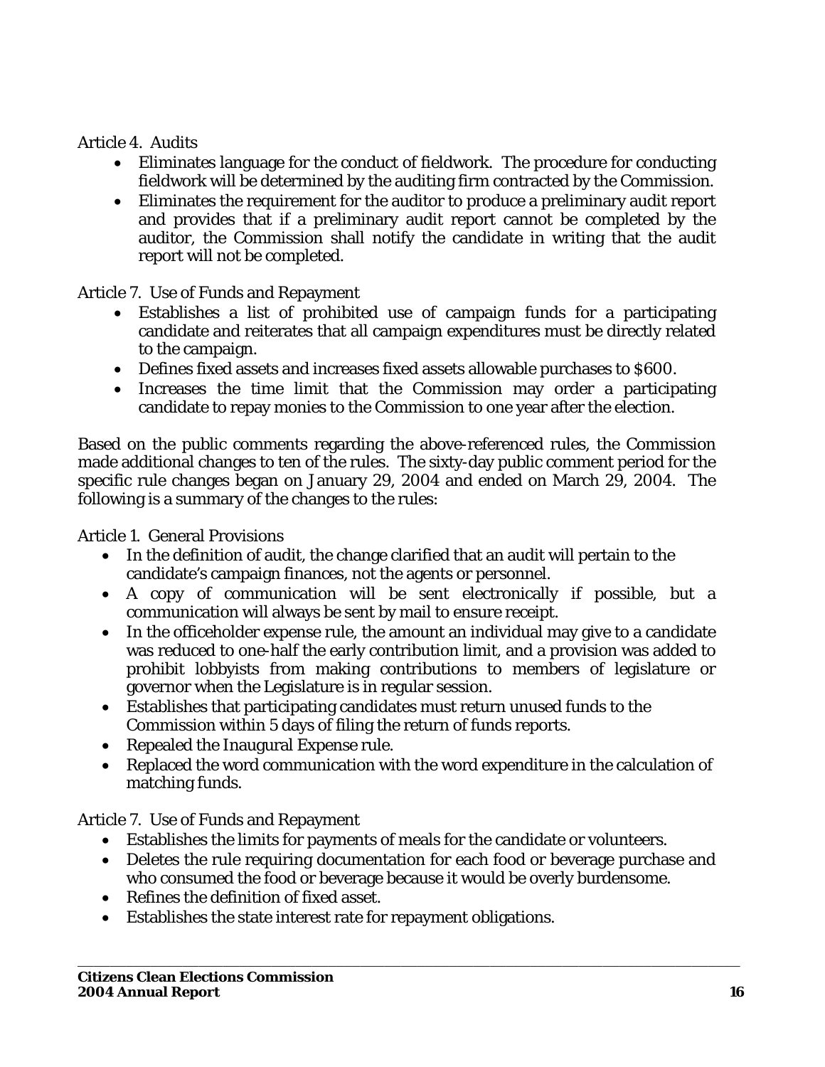Article 4. Audits

- Eliminates language for the conduct of fieldwork. The procedure for conducting fieldwork will be determined by the auditing firm contracted by the Commission.
- Eliminates the requirement for the auditor to produce a preliminary audit report and provides that if a preliminary audit report cannot be completed by the auditor, the Commission shall notify the candidate in writing that the audit report will not be completed.

Article 7. Use of Funds and Repayment

- Establishes a list of prohibited use of campaign funds for a participating candidate and reiterates that all campaign expenditures must be directly related to the campaign.
- Defines fixed assets and increases fixed assets allowable purchases to $600.
- Increases the time limit that the Commission may order a participating candidate to repay monies to the Commission to one year after the election.

Based on the public comments regarding the above-referenced rules, the Commission made additional changes to ten of the rules. The sixty-day public comment period for the specific rule changes began on January 29, 2004 and ended on March 29, 2004. The following is a summary of the changes to the rules:

Article 1. General Provisions

- In the definition of audit, the change clarified that an audit will pertain to the candidate's campaign finances, not the agents or personnel.
- A copy of communication will be sent electronically if possible, but a communication will always be sent by mail to ensure receipt.
- In the officeholder expense rule, the amount an individual may give to a candidate was reduced to one-half the early contribution limit, and a provision was added to prohibit lobbyists from making contributions to members of legislature or governor when the Legislature is in regular session.
- Establishes that participating candidates must return unused funds to the Commission within 5 days of filing the return of funds reports.
- Repealed the Inaugural Expense rule.
- Replaced the word communication with the word expenditure in the calculation of matching funds.

Article 7. Use of Funds and Repayment

- Establishes the limits for payments of meals for the candidate or volunteers.
- Deletes the rule requiring documentation for each food or beverage purchase and who consumed the food or beverage because it would be overly burdensome.
- Refines the definition of fixed asset.
- Establishes the state interest rate for repayment obligations.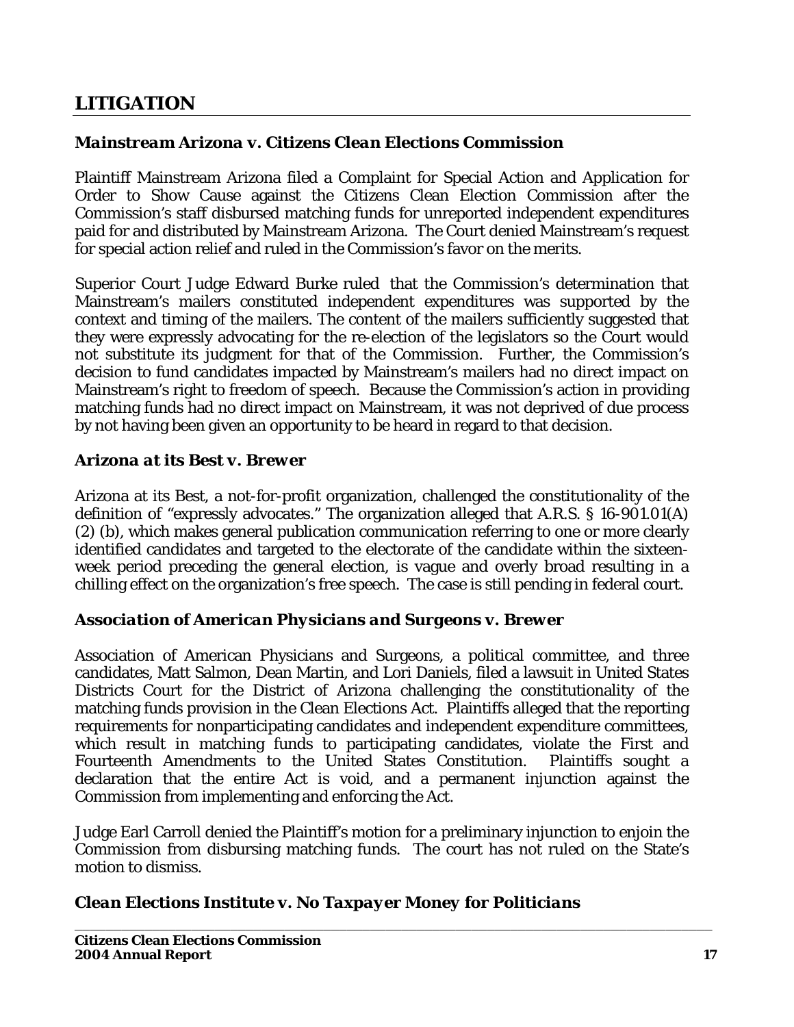# LITIGATION

### *Mainstream Arizona v. Citizens Clean Elections Commission*

Plaintiff Mainstream Arizona filed a Complaint for Special Action and Application for Order to Show Cause against the Citizens Clean Election Commission after the Commission's staff disbursed matching funds for unreported independent expenditures paid for and distributed by Mainstream Arizona. The Court denied Mainstream's request for special action relief and ruled in the Commission's favor on the merits.

Superior Court Judge Edward Burke ruled that the Commission's determination that Mainstream's mailers constituted independent expenditures was supported by the context and timing of the mailers. The content of the mailers sufficiently suggested that they were expressly advocating for the re-election of the legislators so the Court would not substitute its judgment for that of the Commission. Further, the Commission's decision to fund candidates impacted by Mainstream's mailers had no direct impact on Mainstream's right to freedom of speech. Because the Commission's action in providing matching funds had no direct impact on Mainstream, it was not deprived of due process by not having been given an opportunity to be heard in regard to that decision.

### *Arizona at its Best v. Brewer*

Arizona at its Best, a not-for-profit organization, challenged the constitutionality of the definition of "expressly advocates." The organization alleged that A.R.S. § 16-901.01(A) (2) (b), which makes general publication communication referring to one or more clearly identified candidates and targeted to the electorate of the candidate within the sixteen-week period preceding the general election, is vague and overly broad resulting in a chilling effect on the organization's free speech. The case is still pending in federal court.

### *Association of American Physicians and Surgeons v. Brewer*

Association of American Physicians and Surgeons, a political committee, and three candidates, Matt Salmon, Dean Martin, and Lori Daniels, filed a lawsuit in United States Districts Court for the District of Arizona challenging the constitutionality of the matching funds provision in the Clean Elections Act. Plaintiffs alleged that the reporting requirements for nonparticipating candidates and independent expenditure committees, which result in matching funds to participating candidates, violate the First and Fourteenth Amendments to the United States Constitution. Plaintiffs sought a declaration that the entire Act is void, and a permanent injunction against the Commission from implementing and enforcing the Act.

Judge Earl Carroll denied the Plaintiff's motion for a preliminary injunction to enjoin the Commission from disbursing matching funds. The court has not ruled on the State's motion to dismiss.

### *Clean Elections Institute v. No Taxpayer Money for Politicians*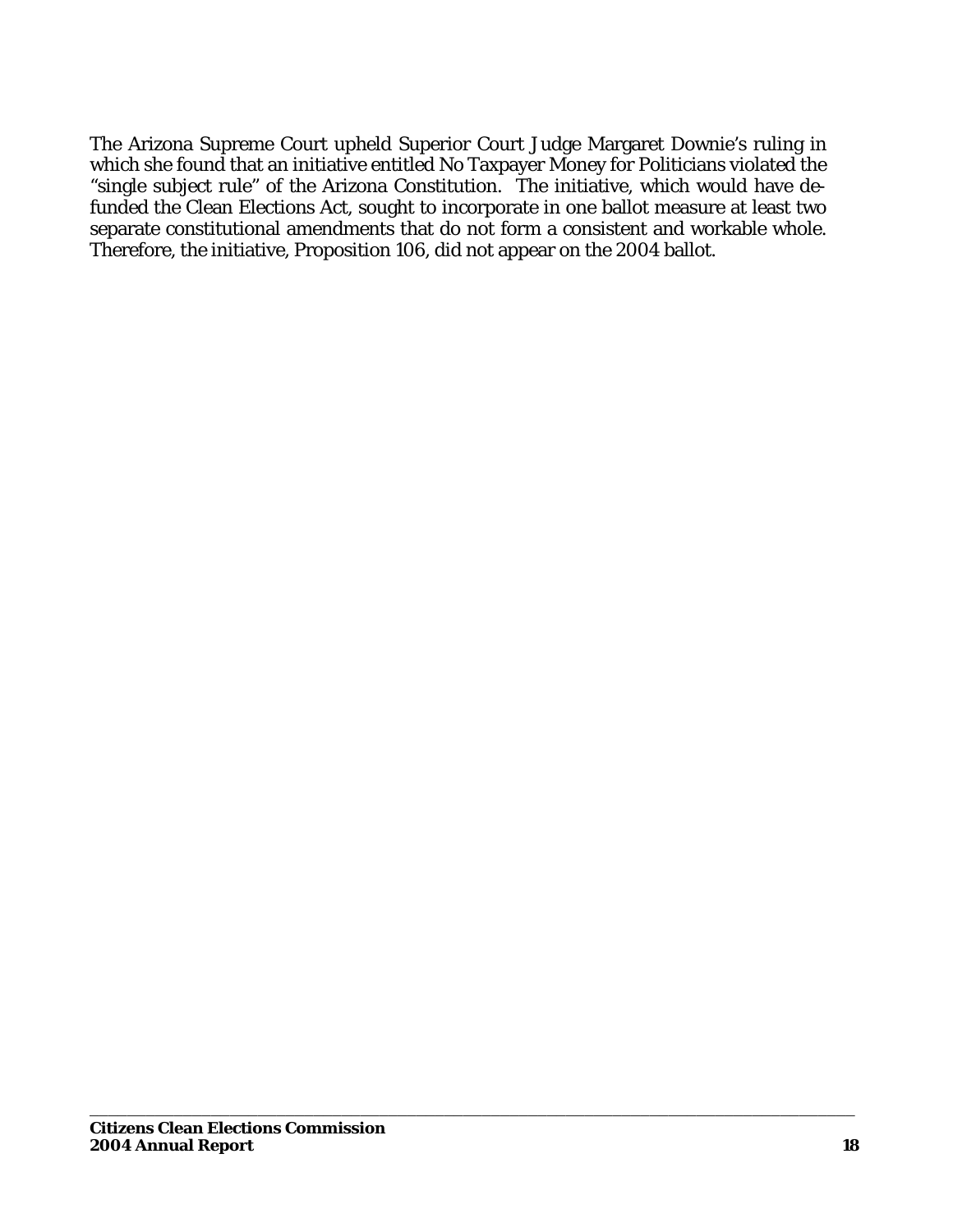The Arizona Supreme Court upheld Superior Court Judge Margaret Downie's ruling in which she found that an initiative entitled No Taxpayer Money for Politicians violated the "single subject rule" of the Arizona Constitution. The initiative, which would have de-funded the Clean Elections Act, sought to incorporate in one ballot measure at least two separate constitutional amendments that do not form a consistent and workable whole. Therefore, the initiative, Proposition 106, did not appear on the 2004 ballot.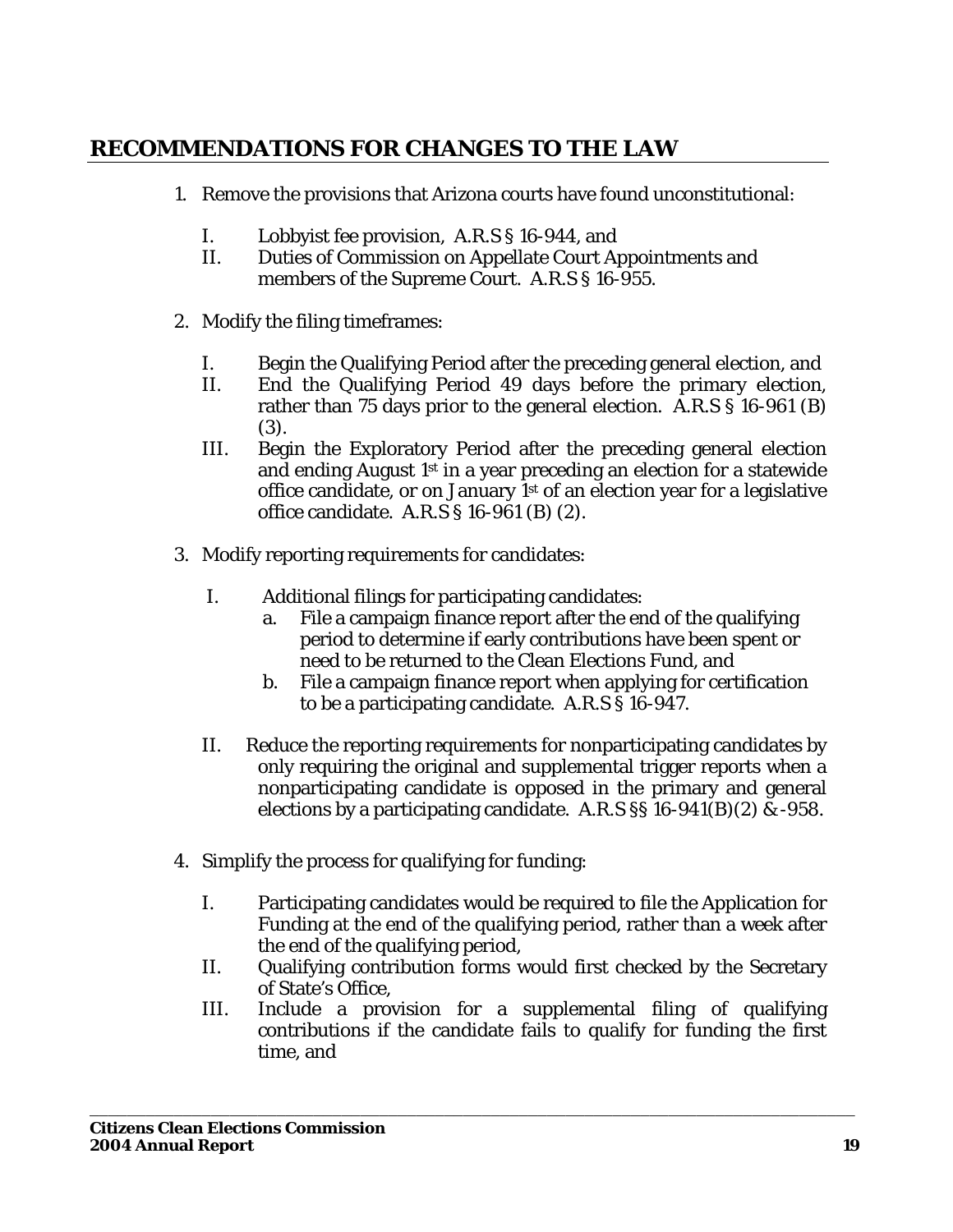## RECOMMENDATIONS FOR CHANGES TO THE LAW

1. Remove the provisions that Arizona courts have found unconstitutional:

   I. Lobbyist fee provision, A.R.S § 16-944, and
   II. Duties of Commission on Appellate Court Appointments and members of the Supreme Court. A.R.S § 16-955.

2. Modify the filing timeframes:

   I. Begin the Qualifying Period after the preceding general election, and
   II. End the Qualifying Period 49 days before the primary election, rather than 75 days prior to the general election. A.R.S § 16-961 (B) (3).
   III. Begin the Exploratory Period after the preceding general election and ending August 1st in a year preceding an election for a statewide office candidate, or on January 1st of an election year for a legislative office candidate. A.R.S § 16-961 (B) (2).

3. Modify reporting requirements for candidates:

   I. Additional filings for participating candidates:
      a. File a campaign finance report after the end of the qualifying period to determine if early contributions have been spent or need to be returned to the Clean Elections Fund, and
      b. File a campaign finance report when applying for certification to be a participating candidate. A.R.S § 16-947.

   II. Reduce the reporting requirements for nonparticipating candidates by only requiring the original and supplemental trigger reports when a nonparticipating candidate is opposed in the primary and general elections by a participating candidate. A.R.S §§ 16-941(B)(2) & -958.

4. Simplify the process for qualifying for funding:

   I. Participating candidates would be required to file the Application for Funding at the end of the qualifying period, rather than a week after the end of the qualifying period,
   II. Qualifying contribution forms would first checked by the Secretary of State's Office,
   III. Include a provision for a supplemental filing of qualifying contributions if the candidate fails to qualify for funding the first time, and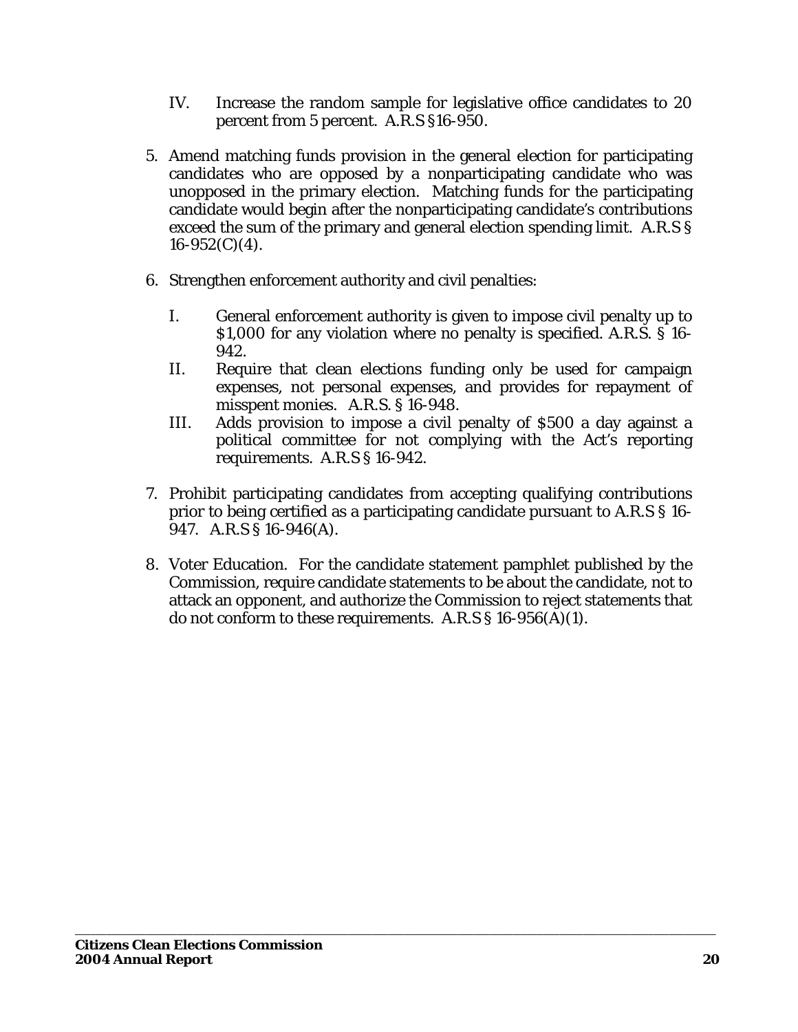IV. Increase the random sample for legislative office candidates to 20 percent from 5 percent. A.R.S §16-950.

5. Amend matching funds provision in the general election for participating candidates who are opposed by a nonparticipating candidate who was unopposed in the primary election. Matching funds for the participating candidate would begin after the nonparticipating candidate's contributions exceed the sum of the primary and general election spending limit. A.R.S § 16-952(C)(4).

6. Strengthen enforcement authority and civil penalties:

   I. General enforcement authority is given to impose civil penalty up to $1,000 for any violation where no penalty is specified. A.R.S. § 16-942.

   II. Require that clean elections funding only be used for campaign expenses, not personal expenses, and provides for repayment of misspent monies. A.R.S. § 16-948.

   III. Adds provision to impose a civil penalty of $500 a day against a political committee for not complying with the Act's reporting requirements. A.R.S § 16-942.

7. Prohibit participating candidates from accepting qualifying contributions prior to being certified as a participating candidate pursuant to A.R.S § 16-947. A.R.S § 16-946(A).

8. Voter Education. For the candidate statement pamphlet published by the Commission, require candidate statements to be about the candidate, not to attack an opponent, and authorize the Commission to reject statements that do not conform to these requirements. A.R.S § 16-956(A)(1).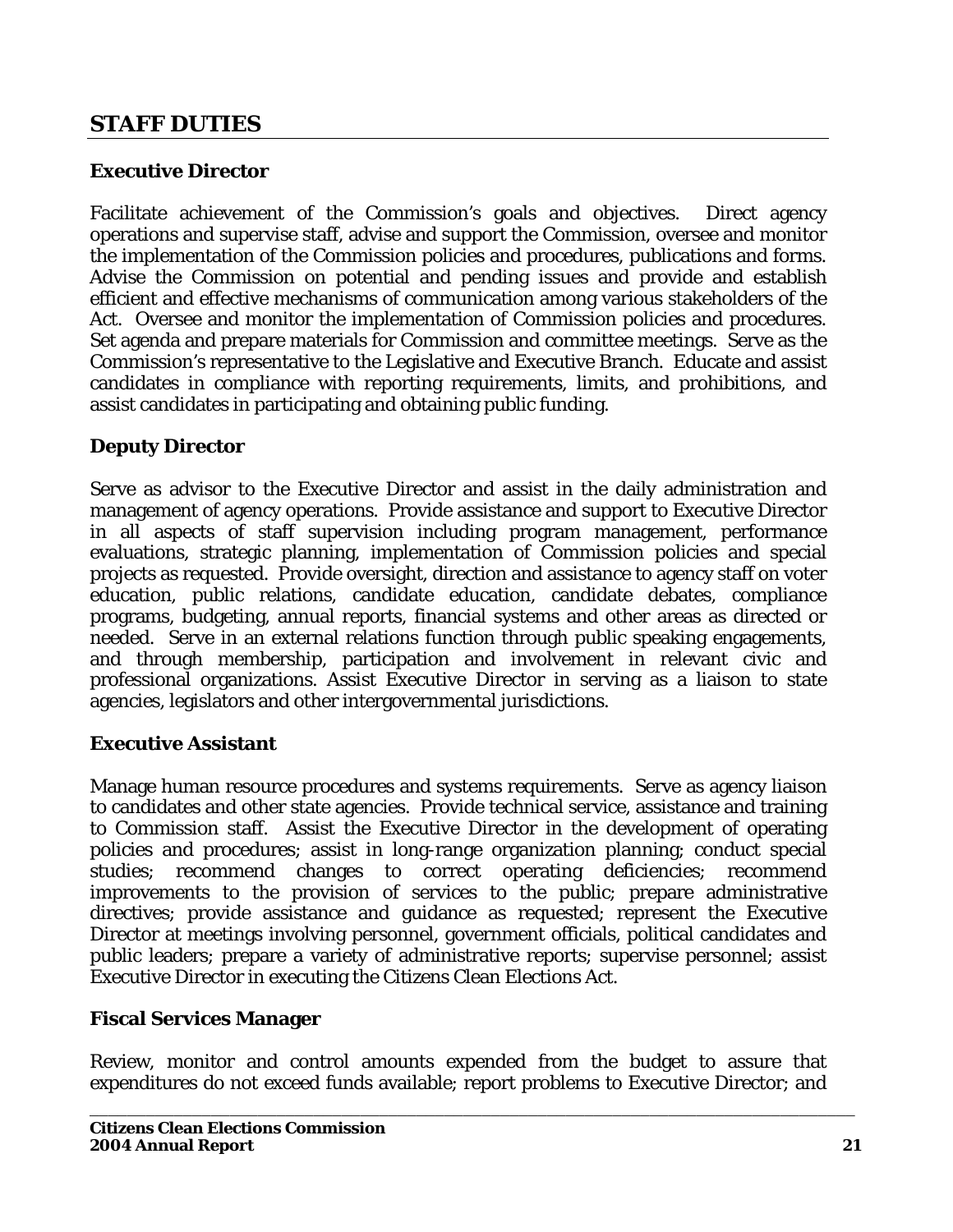## STAFF DUTIES

### Executive Director

Facilitate achievement of the Commission's goals and objectives. Direct agency operations and supervise staff, advise and support the Commission, oversee and monitor the implementation of the Commission policies and procedures, publications and forms. Advise the Commission on potential and pending issues and provide and establish efficient and effective mechanisms of communication among various stakeholders of the Act. Oversee and monitor the implementation of Commission policies and procedures. Set agenda and prepare materials for Commission and committee meetings. Serve as the Commission's representative to the Legislative and Executive Branch. Educate and assist candidates in compliance with reporting requirements, limits, and prohibitions, and assist candidates in participating and obtaining public funding.

### Deputy Director

Serve as advisor to the Executive Director and assist in the daily administration and management of agency operations. Provide assistance and support to Executive Director in all aspects of staff supervision including program management, performance evaluations, strategic planning, implementation of Commission policies and special projects as requested. Provide oversight, direction and assistance to agency staff on voter education, public relations, candidate education, candidate debates, compliance programs, budgeting, annual reports, financial systems and other areas as directed or needed. Serve in an external relations function through public speaking engagements, and through membership, participation and involvement in relevant civic and professional organizations. Assist Executive Director in serving as a liaison to state agencies, legislators and other intergovernmental jurisdictions.

### Executive Assistant

Manage human resource procedures and systems requirements. Serve as agency liaison to candidates and other state agencies. Provide technical service, assistance and training to Commission staff. Assist the Executive Director in the development of operating policies and procedures; assist in long-range organization planning; conduct special studies; recommend changes to correct operating deficiencies; recommend improvements to the provision of services to the public; prepare administrative directives; provide assistance and guidance as requested; represent the Executive Director at meetings involving personnel, government officials, political candidates and public leaders; prepare a variety of administrative reports; supervise personnel; assist Executive Director in executing the Citizens Clean Elections Act.

### Fiscal Services Manager

Review, monitor and control amounts expended from the budget to assure that expenditures do not exceed funds available; report problems to Executive Director; and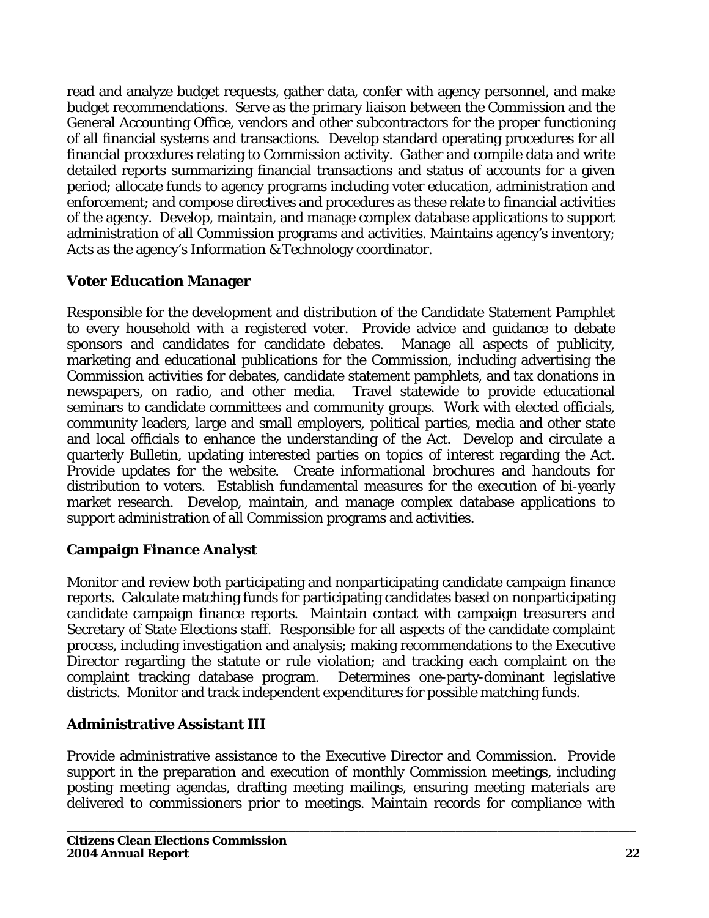read and analyze budget requests, gather data, confer with agency personnel, and make budget recommendations. Serve as the primary liaison between the Commission and the General Accounting Office, vendors and other subcontractors for the proper functioning of all financial systems and transactions. Develop standard operating procedures for all financial procedures relating to Commission activity. Gather and compile data and write detailed reports summarizing financial transactions and status of accounts for a given period; allocate funds to agency programs including voter education, administration and enforcement; and compose directives and procedures as these relate to financial activities of the agency. Develop, maintain, and manage complex database applications to support administration of all Commission programs and activities. Maintains agency's inventory; Acts as the agency's Information & Technology coordinator.

### Voter Education Manager

Responsible for the development and distribution of the Candidate Statement Pamphlet to every household with a registered voter. Provide advice and guidance to debate sponsors and candidates for candidate debates. Manage all aspects of publicity, marketing and educational publications for the Commission, including advertising the Commission activities for debates, candidate statement pamphlets, and tax donations in newspapers, on radio, and other media. Travel statewide to provide educational seminars to candidate committees and community groups. Work with elected officials, community leaders, large and small employers, political parties, media and other state and local officials to enhance the understanding of the Act. Develop and circulate a quarterly Bulletin, updating interested parties on topics of interest regarding the Act. Provide updates for the website. Create informational brochures and handouts for distribution to voters. Establish fundamental measures for the execution of bi-yearly market research. Develop, maintain, and manage complex database applications to support administration of all Commission programs and activities.

### Campaign Finance Analyst

Monitor and review both participating and nonparticipating candidate campaign finance reports. Calculate matching funds for participating candidates based on nonparticipating candidate campaign finance reports. Maintain contact with campaign treasurers and Secretary of State Elections staff. Responsible for all aspects of the candidate complaint process, including investigation and analysis; making recommendations to the Executive Director regarding the statute or rule violation; and tracking each complaint on the complaint tracking database program. Determines one-party-dominant legislative districts. Monitor and track independent expenditures for possible matching funds.

### Administrative Assistant III

Provide administrative assistance to the Executive Director and Commission. Provide support in the preparation and execution of monthly Commission meetings, including posting meeting agendas, drafting meeting mailings, ensuring meeting materials are delivered to commissioners prior to meetings. Maintain records for compliance with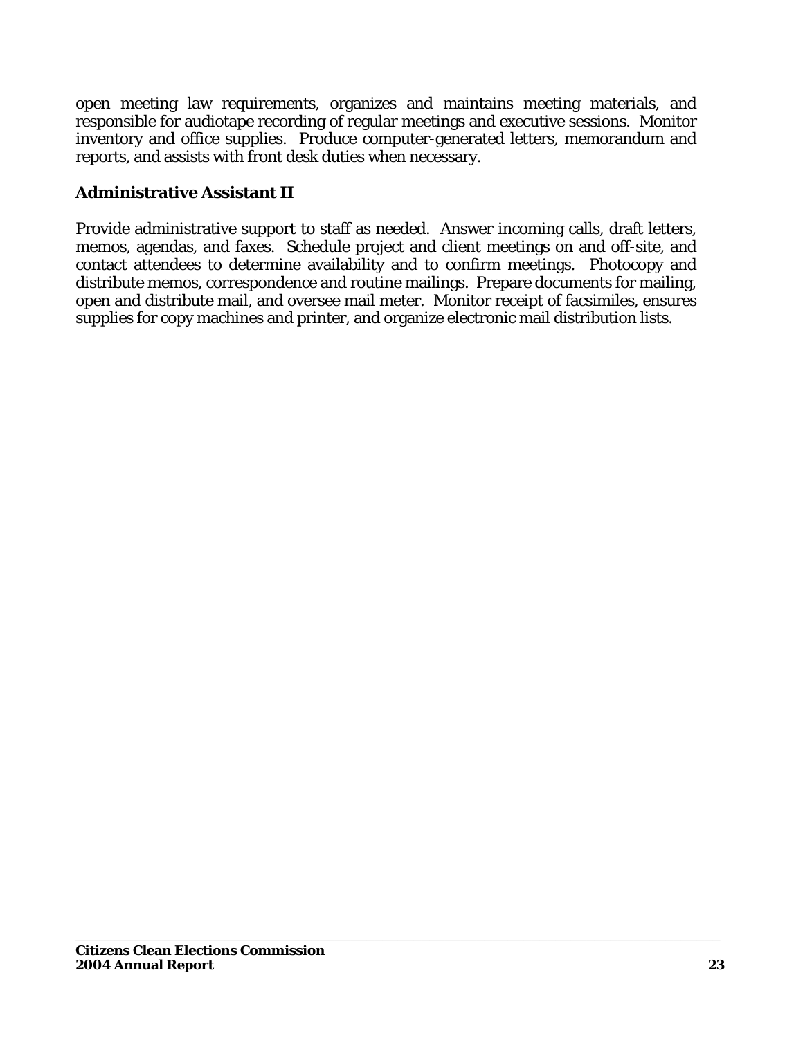open meeting law requirements, organizes and maintains meeting materials, and responsible for audiotape recording of regular meetings and executive sessions. Monitor inventory and office supplies. Produce computer-generated letters, memorandum and reports, and assists with front desk duties when necessary.

### Administrative Assistant II

Provide administrative support to staff as needed. Answer incoming calls, draft letters, memos, agendas, and faxes. Schedule project and client meetings on and off-site, and contact attendees to determine availability and to confirm meetings. Photocopy and distribute memos, correspondence and routine mailings. Prepare documents for mailing, open and distribute mail, and oversee mail meter. Monitor receipt of facsimiles, ensures supplies for copy machines and printer, and organize electronic mail distribution lists.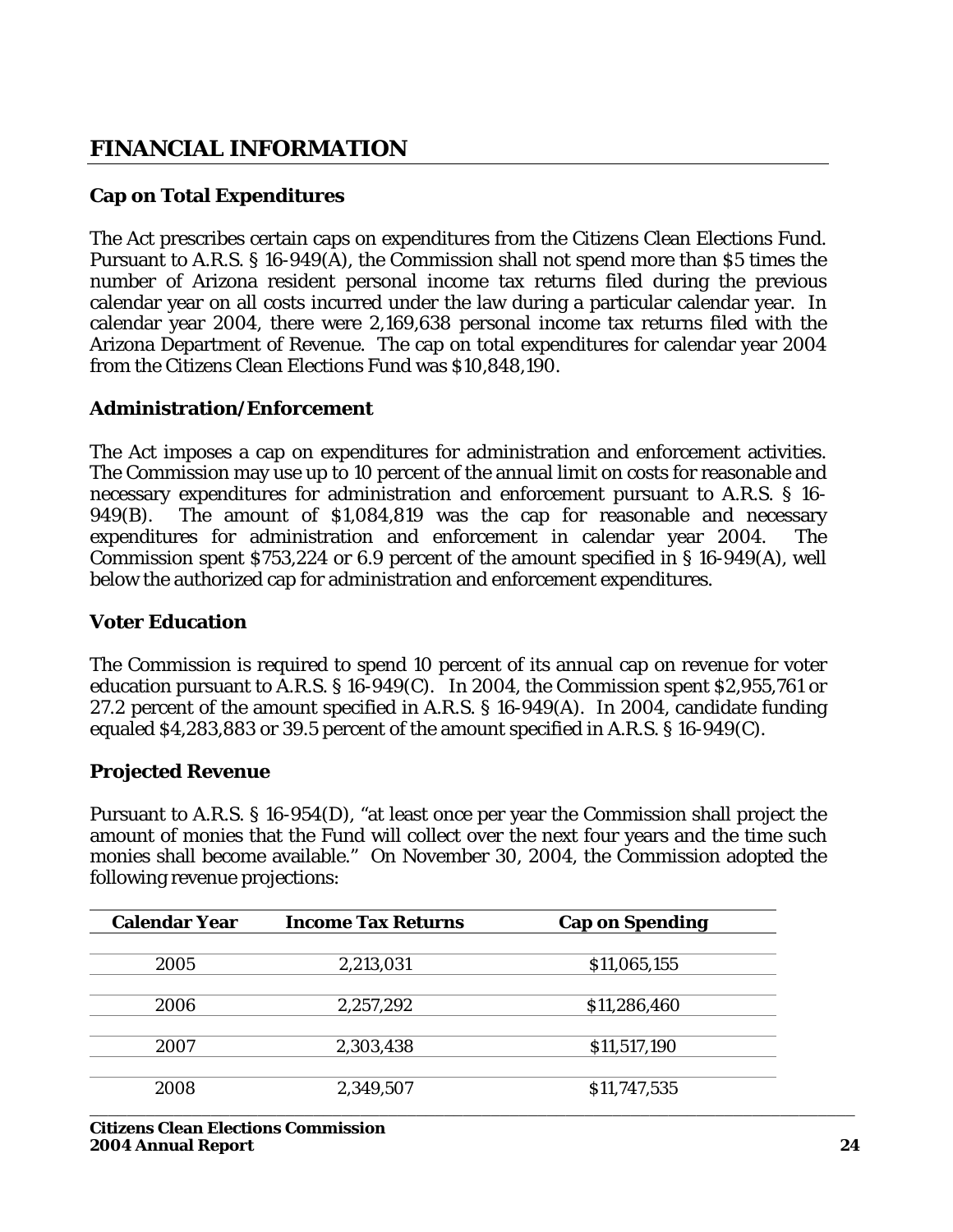## FINANCIAL INFORMATION

### Cap on Total Expenditures

The Act prescribes certain caps on expenditures from the Citizens Clean Elections Fund. Pursuant to A.R.S. § 16-949(A), the Commission shall not spend more than $5 times the number of Arizona resident personal income tax returns filed during the previous calendar year on all costs incurred under the law during a particular calendar year. In calendar year 2004, there were 2,169,638 personal income tax returns filed with the Arizona Department of Revenue. The cap on total expenditures for calendar year 2004 from the Citizens Clean Elections Fund was $10,848,190.

### Administration/Enforcement

The Act imposes a cap on expenditures for administration and enforcement activities. The Commission may use up to 10 percent of the annual limit on costs for reasonable and necessary expenditures for administration and enforcement pursuant to A.R.S. § 16-949(B). The amount of $1,084,819 was the cap for reasonable and necessary expenditures for administration and enforcement in calendar year 2004. The Commission spent $753,224 or 6.9 percent of the amount specified in § 16-949(A), well below the authorized cap for administration and enforcement expenditures.

### Voter Education

The Commission is required to spend 10 percent of its annual cap on revenue for voter education pursuant to A.R.S. § 16-949(C). In 2004, the Commission spent $2,955,761 or 27.2 percent of the amount specified in A.R.S. § 16-949(A). In 2004, candidate funding equaled $4,283,883 or 39.5 percent of the amount specified in A.R.S. § 16-949(C).

### Projected Revenue

Pursuant to A.R.S. § 16-954(D), "at least once per year the Commission shall project the amount of monies that the Fund will collect over the next four years and the time such monies shall become available." On November 30, 2004, the Commission adopted the following revenue projections:

| Calendar Year | Income Tax Returns | Cap on Spending |
|---|---|---|
| 2005 | 2,213,031 | $11,065,155 |
| 2006 | 2,257,292 | $11,286,460 |
| 2007 | 2,303,438 | $11,517,190 |
| 2008 | 2,349,507 | $11,747,535 |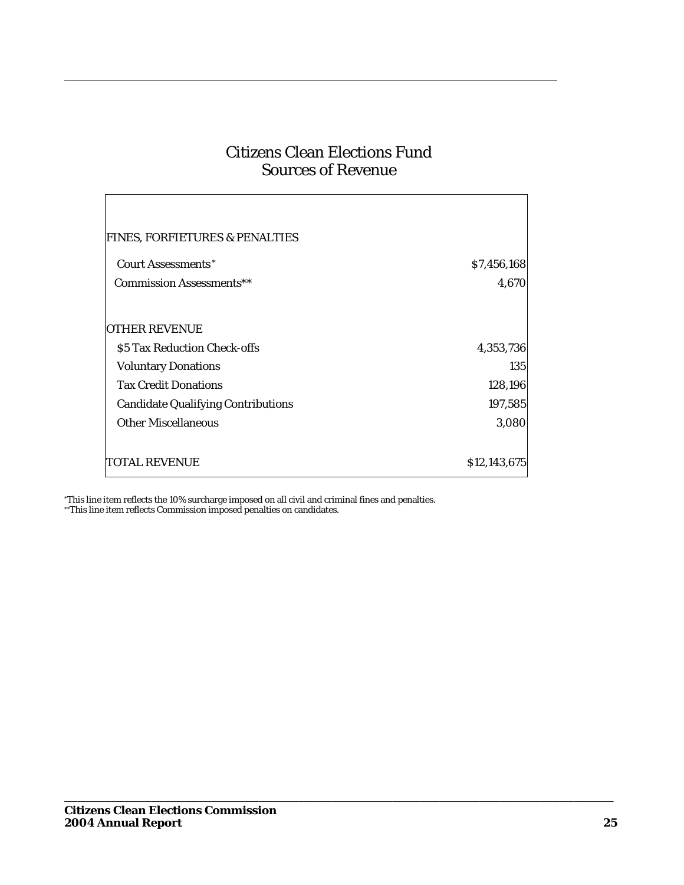# Citizens Clean Elections Fund
## Sources of Revenue

| | |
|---|---|
| FINES, FORFIETURES & PENALTIES | |
| Court Assessments * | $7,456,168 |
| Commission Assessments** | 4,670 |
| | |
| OTHER REVENUE | |
| $5 Tax Reduction Check-offs | 4,353,736 |
| Voluntary Donations | 135 |
| Tax Credit Donations | 128,196 |
| Candidate Qualifying Contributions | 197,585 |
| Other Miscellaneous | 3,080 |
| | |
| TOTAL REVENUE | $12,143,675 |

*This line item reflects the 10% surcharge imposed on all civil and criminal fines and penalties.
**This line item reflects Commission imposed penalties on candidates.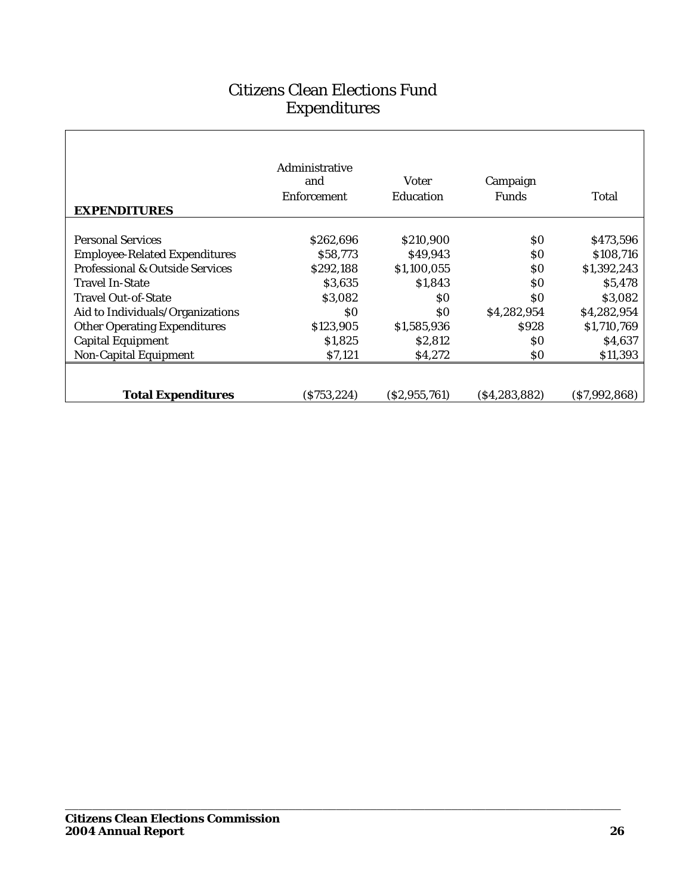# Citizens Clean Elections Fund
## Expenditures

| EXPENDITURES | Administrative and Enforcement | Voter Education | Campaign Funds | Total |
|---|---|---|---|---|
| Personal Services | $262,696 | $210,900 | $0 | $473,596 |
| Employee-Related Expenditures | $58,773 | $49,943 | $0 | $108,716 |
| Professional & Outside Services | $292,188 | $1,100,055 | $0 | $1,392,243 |
| Travel In-State | $3,635 | $1,843 | $0 | $5,478 |
| Travel Out-of-State | $3,082 | $0 | $0 | $3,082 |
| Aid to Individuals/Organizations | $0 | $0 | $4,282,954 | $4,282,954 |
| Other Operating Expenditures | $123,905 | $1,585,936 | $928 | $1,710,769 |
| Capital Equipment | $1,825 | $2,812 | $0 | $4,637 |
| Non-Capital Equipment | $7,121 | $4,272 | $0 | $11,393 |
| **Total Expenditures** | ($753,224) | ($2,955,761) | ($4,283,882) | ($7,992,868) |

**Citizens Clean Elections Commission**
**2004 Annual Report**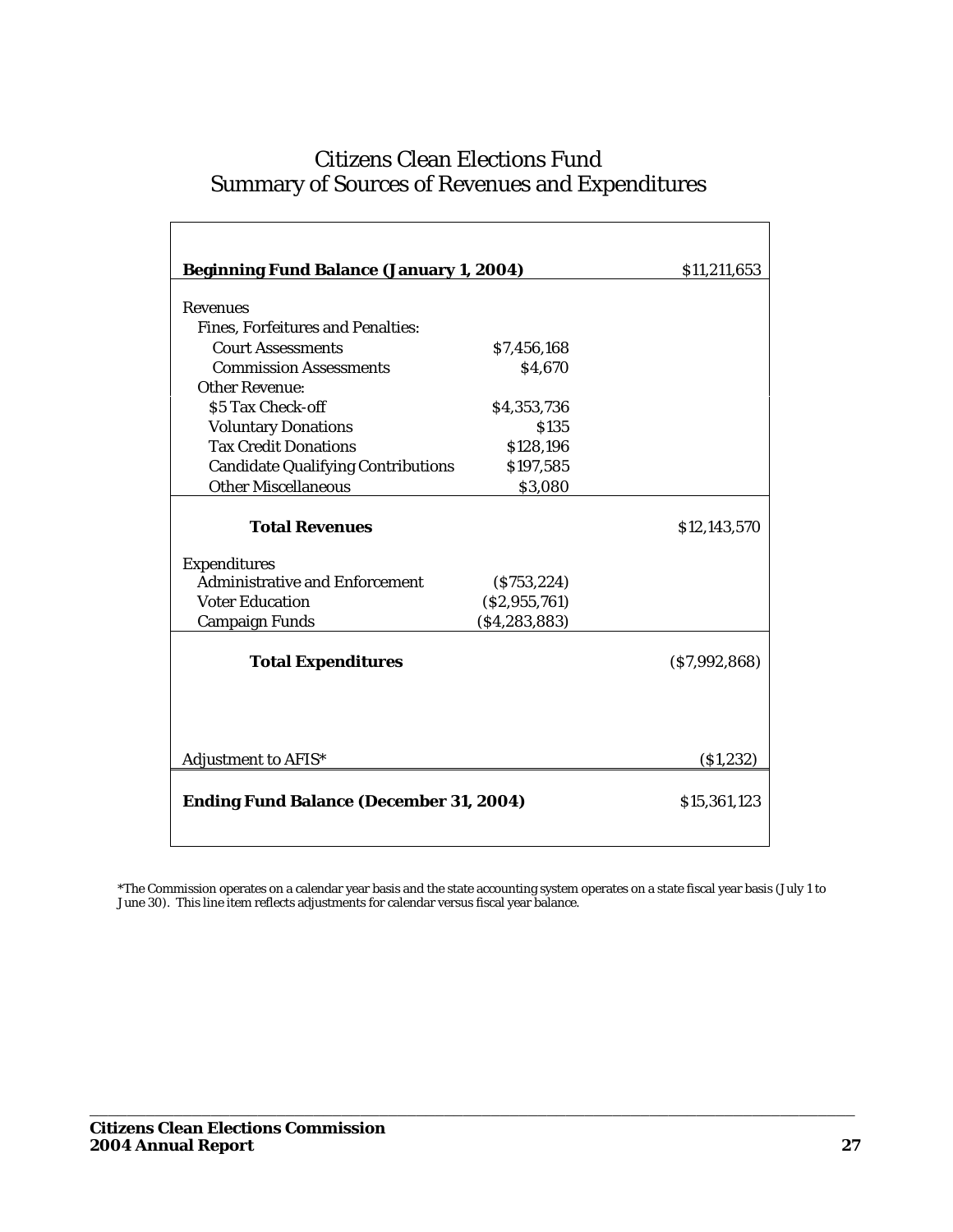# Citizens Clean Elections Fund
## Summary of Sources of Revenues and Expenditures

| | | |
|---|---|---|
| **Beginning Fund Balance (January 1, 2004)** | | $11,211,653 |
| Revenues | | |
| Fines, Forfeitures and Penalties: | | |
| Court Assessments | $7,456,168 | |
| Commission Assessments | $4,670 | |
| Other Revenue: | | |
| $5 Tax Check-off | $4,353,736 | |
| Voluntary Donations | $135 | |
| Tax Credit Donations | $128,196 | |
| Candidate Qualifying Contributions | $197,585 | |
| Other Miscellaneous | $3,080 | |
| **Total Revenues** | | $12,143,570 |
| Expenditures | | |
| Administrative and Enforcement | ($753,224) | |
| Voter Education | ($2,955,761) | |
| Campaign Funds | ($4,283,883) | |
| **Total Expenditures** | | ($7,992,868) |
| Adjustment to AFIS* | | ($1,232) |
| **Ending Fund Balance (December 31, 2004)** | | $15,361,123 |

*The Commission operates on a calendar year basis and the state accounting system operates on a state fiscal year basis (July 1 to June 30). This line item reflects adjustments for calendar versus fiscal year balance.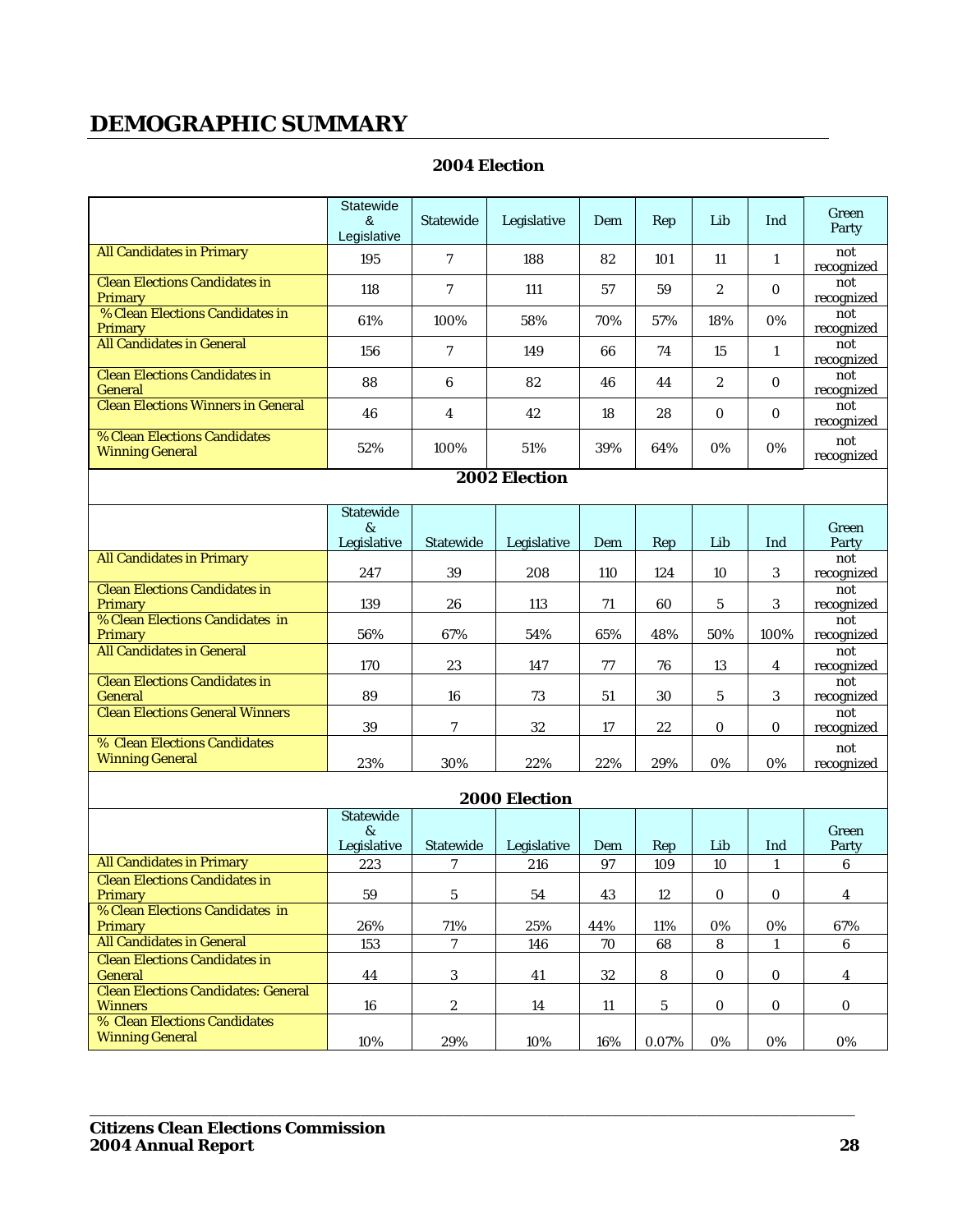# DEMOGRAPHIC SUMMARY

### 2004 Election

| | Statewide & Legislative | Statewide | Legislative | Dem | Rep | Lib | Ind | Green Party |
|---|---|---|---|---|---|---|---|---|
| All Candidates in Primary | 195 | 7 | 188 | 82 | 101 | 11 | 1 | not recognized |
| Clean Elections Candidates in Primary | 118 | 7 | 111 | 57 | 59 | 2 | 0 | not recognized |
| % Clean Elections Candidates in Primary | 61% | 100% | 58% | 70% | 57% | 18% | 0% | not recognized |
| All Candidates in General | 156 | 7 | 149 | 66 | 74 | 15 | 1 | not recognized |
| Clean Elections Candidates in General | 88 | 6 | 82 | 46 | 44 | 2 | 0 | not recognized |
| Clean Elections Winners in General | 46 | 4 | 42 | 18 | 28 | 0 | 0 | not recognized |
| % Clean Elections Candidates Winning General | 52% | 100% | 51% | 39% | 64% | 0% | 0% | not recognized |

### 2002 Election

| | Statewide & Legislative | Statewide | Legislative | Dem | Rep | Lib | Ind | Green Party |
|---|---|---|---|---|---|---|---|---|
| All Candidates in Primary | 247 | 39 | 208 | 110 | 124 | 10 | 3 | not recognized |
| Clean Elections Candidates in Primary | 139 | 26 | 113 | 71 | 60 | 5 | 3 | not recognized |
| % Clean Elections Candidates in Primary | 56% | 67% | 54% | 65% | 48% | 50% | 100% | not recognized |
| All Candidates in General | 170 | 23 | 147 | 77 | 76 | 13 | 4 | not recognized |
| Clean Elections Candidates in General | 89 | 16 | 73 | 51 | 30 | 5 | 3 | not recognized |
| Clean Elections General Winners | 39 | 7 | 32 | 17 | 22 | 0 | 0 | not recognized |
| % Clean Elections Candidates Winning General | 23% | 30% | 22% | 22% | 29% | 0% | 0% | not recognized |

### 2000 Election

| | Statewide & Legislative | Statewide | Legislative | Dem | Rep | Lib | Ind | Green Party |
|---|---|---|---|---|---|---|---|---|
| All Candidates in Primary | 223 | 7 | 216 | 97 | 109 | 10 | 1 | 6 |
| Clean Elections Candidates in Primary | 59 | 5 | 54 | 43 | 12 | 0 | 0 | 4 |
| % Clean Elections Candidates in Primary | 26% | 71% | 25% | 44% | 11% | 0% | 0% | 67% |
| All Candidates in General | 153 | 7 | 146 | 70 | 68 | 8 | 1 | 6 |
| Clean Elections Candidates in General | 44 | 3 | 41 | 32 | 8 | 0 | 0 | 4 |
| Clean Elections Candidates: General Winners | 16 | 2 | 14 | 11 | 5 | 0 | 0 | 0 |
| % Clean Elections Candidates Winning General | 10% | 29% | 10% | 16% | 0.07% | 0% | 0% | 0% |